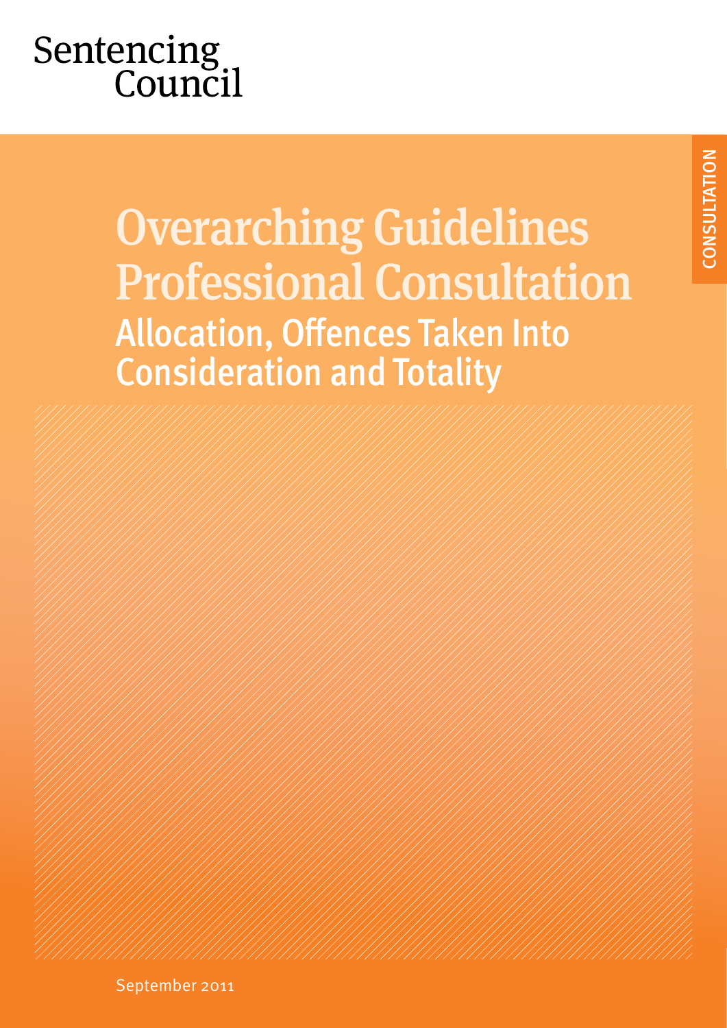Sentencing Council

CONSULTATION

# Overarching Guidelines Professional Consultation

## Allocation, Offences Taken Into Consideration and Totality

September 2011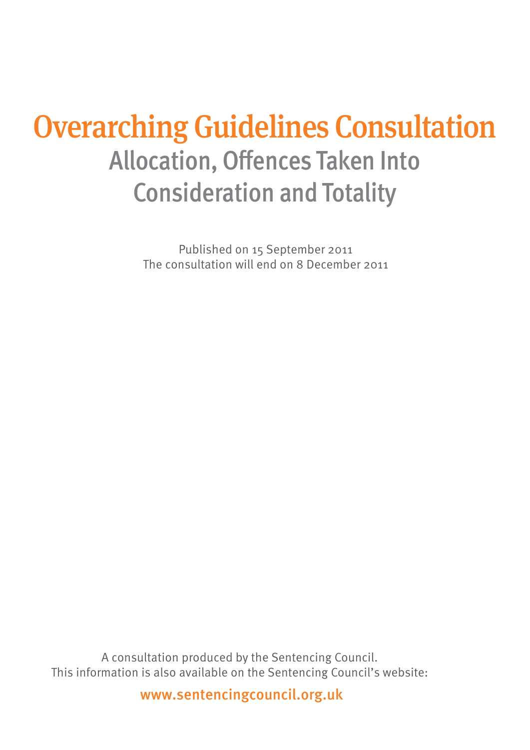# Overarching Guidelines Consultation

## Allocation, Offences Taken Into Consideration and Totality

Published on 15 September 2011
The consultation will end on 8 December 2011

A consultation produced by the Sentencing Council.
This information is also available on the Sentencing Council's website:

www.sentencingcouncil.org.uk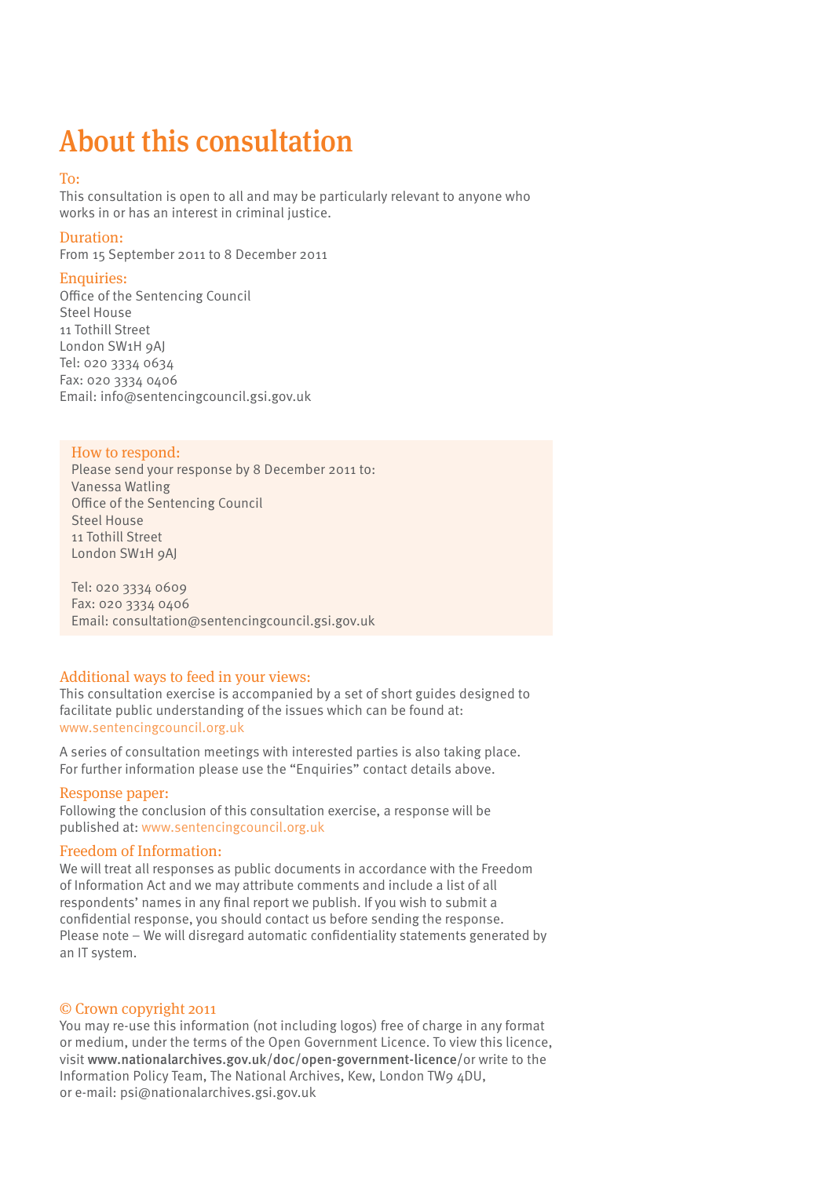# About this consultation

**To:**

This consultation is open to all and may be particularly relevant to anyone who works in or has an interest in criminal justice.

**Duration:**

From 15 September 2011 to 8 December 2011

**Enquiries:**

Office of the Sentencing Council
Steel House
11 Tothill Street
London SW1H 9AJ
Tel: 020 3334 0634
Fax: 020 3334 0406
Email: info@sentencingcouncil.gsi.gov.uk

**How to respond:**

Please send your response by 8 December 2011 to:
Vanessa Watling
Office of the Sentencing Council
Steel House
11 Tothill Street
London SW1H 9AJ

Tel: 020 3334 0609
Fax: 020 3334 0406
Email: consultation@sentencingcouncil.gsi.gov.uk

**Additional ways to feed in your views:**

This consultation exercise is accompanied by a set of short guides designed to facilitate public understanding of the issues which can be found at: www.sentencingcouncil.org.uk

A series of consultation meetings with interested parties is also taking place. For further information please use the "Enquiries" contact details above.

**Response paper:**

Following the conclusion of this consultation exercise, a response will be published at: www.sentencingcouncil.org.uk

**Freedom of Information:**

We will treat all responses as public documents in accordance with the Freedom of Information Act and we may attribute comments and include a list of all respondents' names in any final report we publish. If you wish to submit a confidential response, you should contact us before sending the response. Please note – We will disregard automatic confidentiality statements generated by an IT system.

**© Crown copyright 2011**

You may re-use this information (not including logos) free of charge in any format or medium, under the terms of the Open Government Licence. To view this licence, visit **www.nationalarchives.gov.uk/doc/open-government-licence/** or write to the Information Policy Team, The National Archives, Kew, London TW9 4DU, or e-mail: psi@nationalarchives.gsi.gov.uk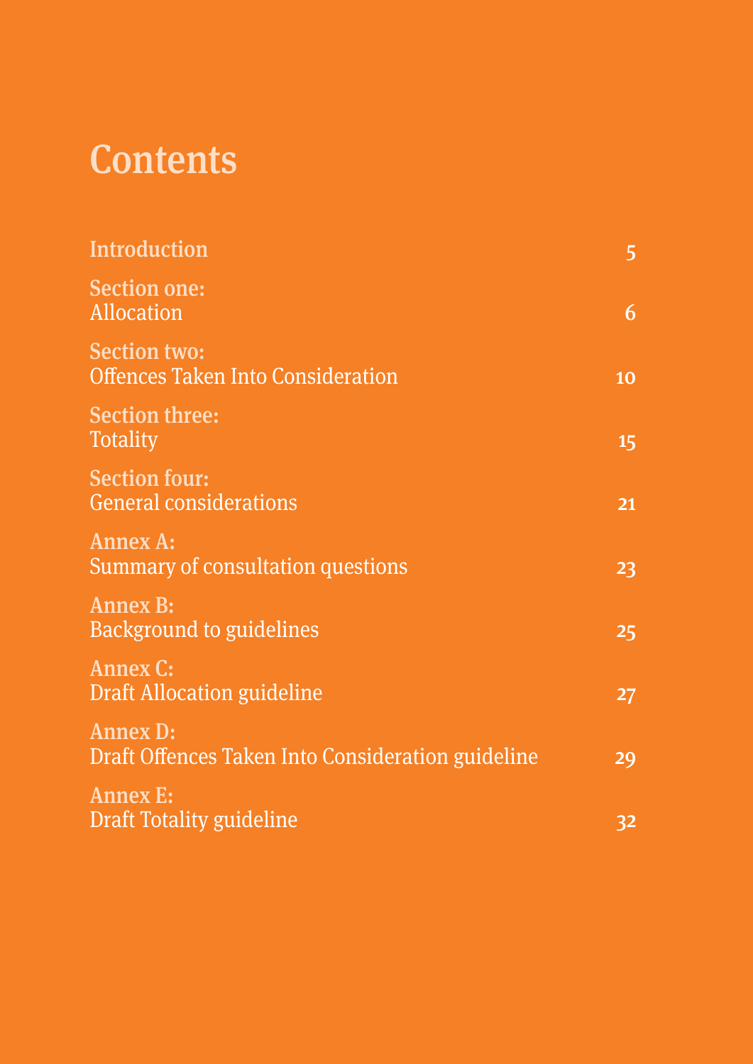# Contents

| | |
|---|---|
| Introduction | 5 |
| **Section one:** Allocation | 6 |
| **Section two:** Offences Taken Into Consideration | 10 |
| **Section three:** Totality | 15 |
| **Section four:** General considerations | 21 |
| **Annex A:** Summary of consultation questions | 23 |
| **Annex B:** Background to guidelines | 25 |
| **Annex C:** Draft Allocation guideline | 27 |
| **Annex D:** Draft Offences Taken Into Consideration guideline | 29 |
| **Annex E:** Draft Totality guideline | 32 |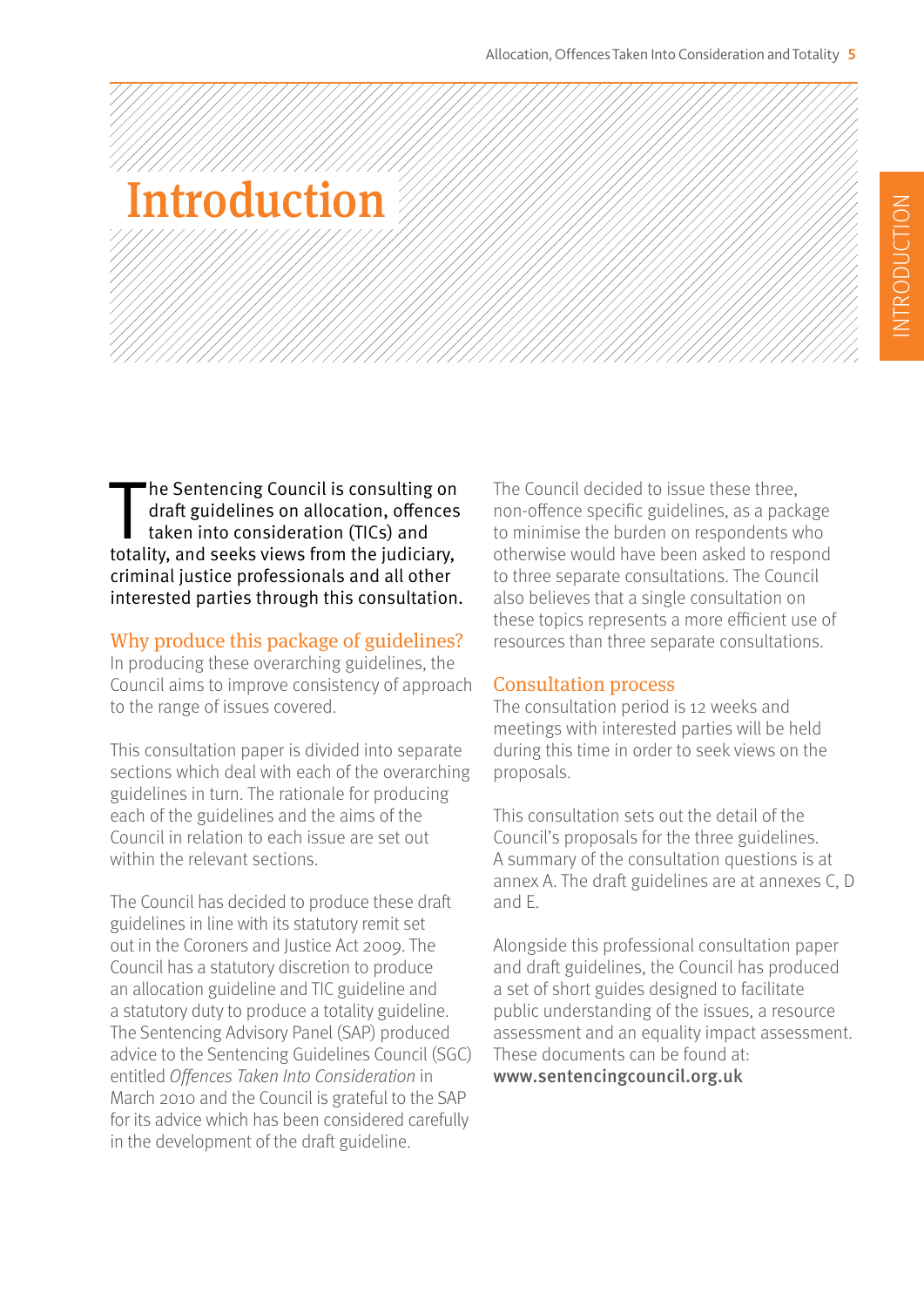# Introduction

The Sentencing Council is consulting on draft guidelines on allocation, offences taken into consideration (TICs) and totality, and seeks views from the judiciary, criminal justice professionals and all other interested parties through this consultation.

## Why produce this package of guidelines?

In producing these overarching guidelines, the Council aims to improve consistency of approach to the range of issues covered.

This consultation paper is divided into separate sections which deal with each of the overarching guidelines in turn. The rationale for producing each of the guidelines and the aims of the Council in relation to each issue are set out within the relevant sections.

The Council has decided to produce these draft guidelines in line with its statutory remit set out in the Coroners and Justice Act 2009. The Council has a statutory discretion to produce an allocation guideline and TIC guideline and a statutory duty to produce a totality guideline. The Sentencing Advisory Panel (SAP) produced advice to the Sentencing Guidelines Council (SGC) entitled *Offences Taken Into Consideration* in March 2010 and the Council is grateful to the SAP for its advice which has been considered carefully in the development of the draft guideline.

The Council decided to issue these three, non-offence specific guidelines, as a package to minimise the burden on respondents who otherwise would have been asked to respond to three separate consultations. The Council also believes that a single consultation on these topics represents a more efficient use of resources than three separate consultations.

## Consultation process

The consultation period is 12 weeks and meetings with interested parties will be held during this time in order to seek views on the proposals.

This consultation sets out the detail of the Council's proposals for the three guidelines. A summary of the consultation questions is at annex A. The draft guidelines are at annexes C, D and E.

Alongside this professional consultation paper and draft guidelines, the Council has produced a set of short guides designed to facilitate public understanding of the issues, a resource assessment and an equality impact assessment. These documents can be found at: **www.sentencingcouncil.org.uk**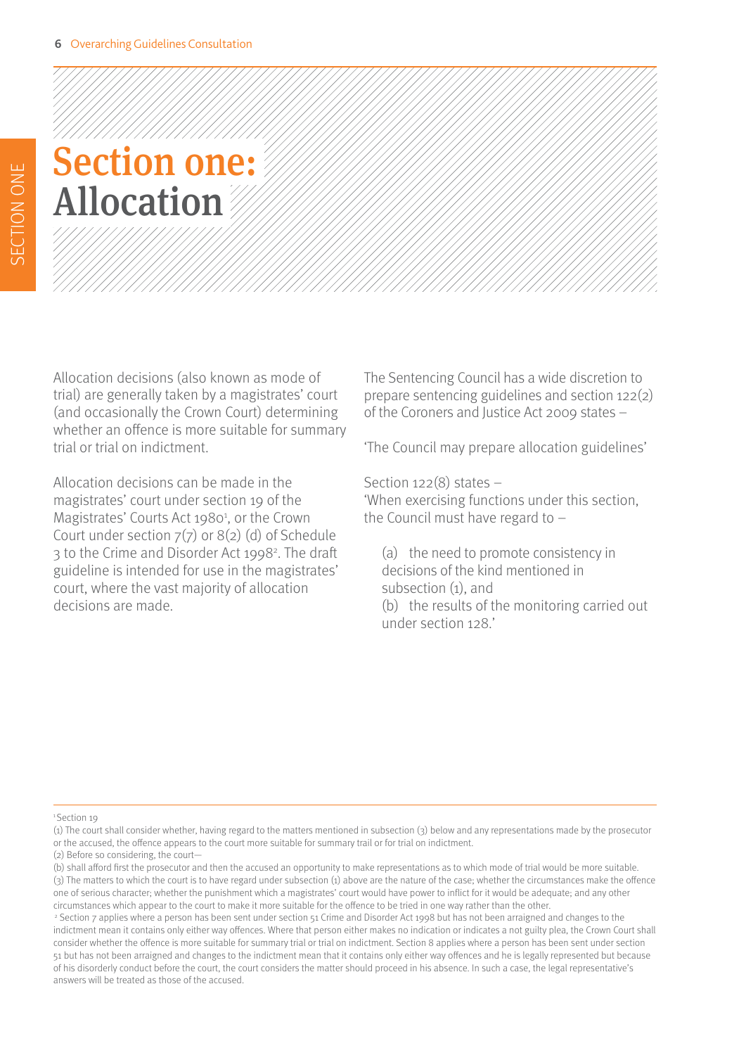# Section one: Allocation

Allocation decisions (also known as mode of trial) are generally taken by a magistrates' court (and occasionally the Crown Court) determining whether an offence is more suitable for summary trial or trial on indictment.

Allocation decisions can be made in the magistrates' court under section 19 of the Magistrates' Courts Act 1980[1], or the Crown Court under section 7(7) or 8(2) (d) of Schedule 3 to the Crime and Disorder Act 1998[2]. The draft guideline is intended for use in the magistrates' court, where the vast majority of allocation decisions are made.

The Sentencing Council has a wide discretion to prepare sentencing guidelines and section 122(2) of the Coroners and Justice Act 2009 states –

'The Council may prepare allocation guidelines'

Section 122(8) states –
'When exercising functions under this section, the Council must have regard to –

> (a) the need to promote consistency in decisions of the kind mentioned in subsection (1), and
> (b) the results of the monitoring carried out under section 128.'

---

[1] Section 19
(1) The court shall consider whether, having regard to the matters mentioned in subsection (3) below and any representations made by the prosecutor or the accused, the offence appears to the court more suitable for summary trail or for trial on indictment.
(2) Before so considering, the court—
(b) shall afford first the prosecutor and then the accused an opportunity to make representations as to which mode of trial would be more suitable.
(3) The matters to which the court is to have regard under subsection (1) above are the nature of the case; whether the circumstances make the offence one of serious character; whether the punishment which a magistrates' court would have power to inflict for it would be adequate; and any other circumstances which appear to the court to make it more suitable for the offence to be tried in one way rather than the other.

[2] Section 7 applies where a person has been sent under section 51 Crime and Disorder Act 1998 but has not been arraigned and changes to the indictment mean it contains only either way offences. Where that person either makes no indication or indicates a not guilty plea, the Crown Court shall consider whether the offence is more suitable for summary trial or trial on indictment. Section 8 applies where a person has been sent under section 51 but has not been arraigned and changes to the indictment mean that it contains only either way offences and he is legally represented but because of his disorderly conduct before the court, the court considers the matter should proceed in his absence. In such a case, the legal representative's answers will be treated as those of the accused.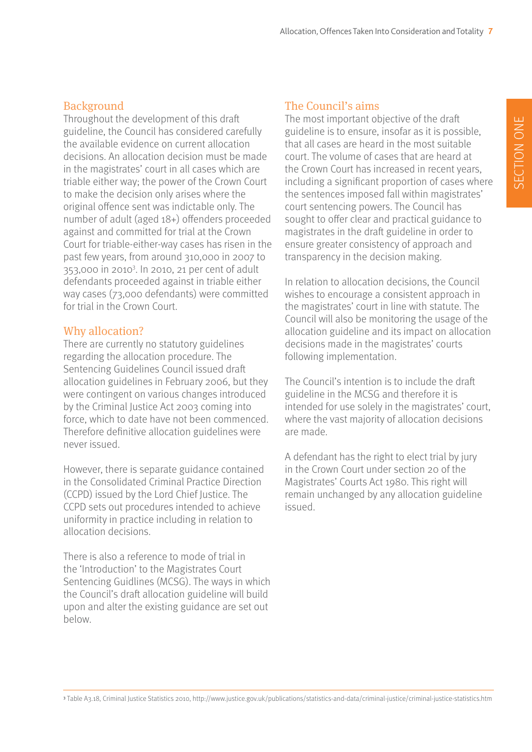## Background

Throughout the development of this draft guideline, the Council has considered carefully the available evidence on current allocation decisions. An allocation decision must be made in the magistrates' court in all cases which are triable either way; the power of the Crown Court to make the decision only arises where the original offence sent was indictable only. The number of adult (aged 18+) offenders proceeded against and committed for trial at the Crown Court for triable-either-way cases has risen in the past few years, from around 310,000 in 2007 to 353,000 in 2010[3]. In 2010, 21 per cent of adult defendants proceeded against in triable either way cases (73,000 defendants) were committed for trial in the Crown Court.

## Why allocation?

There are currently no statutory guidelines regarding the allocation procedure. The Sentencing Guidelines Council issued draft allocation guidelines in February 2006, but they were contingent on various changes introduced by the Criminal Justice Act 2003 coming into force, which to date have not been commenced. Therefore definitive allocation guidelines were never issued.

However, there is separate guidance contained in the Consolidated Criminal Practice Direction (CCPD) issued by the Lord Chief Justice. The CCPD sets out procedures intended to achieve uniformity in practice including in relation to allocation decisions.

There is also a reference to mode of trial in the 'Introduction' to the Magistrates Court Sentencing Guidlines (MCSG). The ways in which the Council's draft allocation guideline will build upon and alter the existing guidance are set out below.

## The Council's aims

The most important objective of the draft guideline is to ensure, insofar as it is possible, that all cases are heard in the most suitable court. The volume of cases that are heard at the Crown Court has increased in recent years, including a significant proportion of cases where the sentences imposed fall within magistrates' court sentencing powers. The Council has sought to offer clear and practical guidance to magistrates in the draft guideline in order to ensure greater consistency of approach and transparency in the decision making.

In relation to allocation decisions, the Council wishes to encourage a consistent approach in the magistrates' court in line with statute. The Council will also be monitoring the usage of the allocation guideline and its impact on allocation decisions made in the magistrates' courts following implementation.

The Council's intention is to include the draft guideline in the MCSG and therefore it is intended for use solely in the magistrates' court, where the vast majority of allocation decisions are made.

A defendant has the right to elect trial by jury in the Crown Court under section 20 of the Magistrates' Courts Act 1980. This right will remain unchanged by any allocation guideline issued.

---

[3] Table A3.18, Criminal Justice Statistics 2010, http://www.justice.gov.uk/publications/statistics-and-data/criminal-justice/criminal-justice-statistics.htm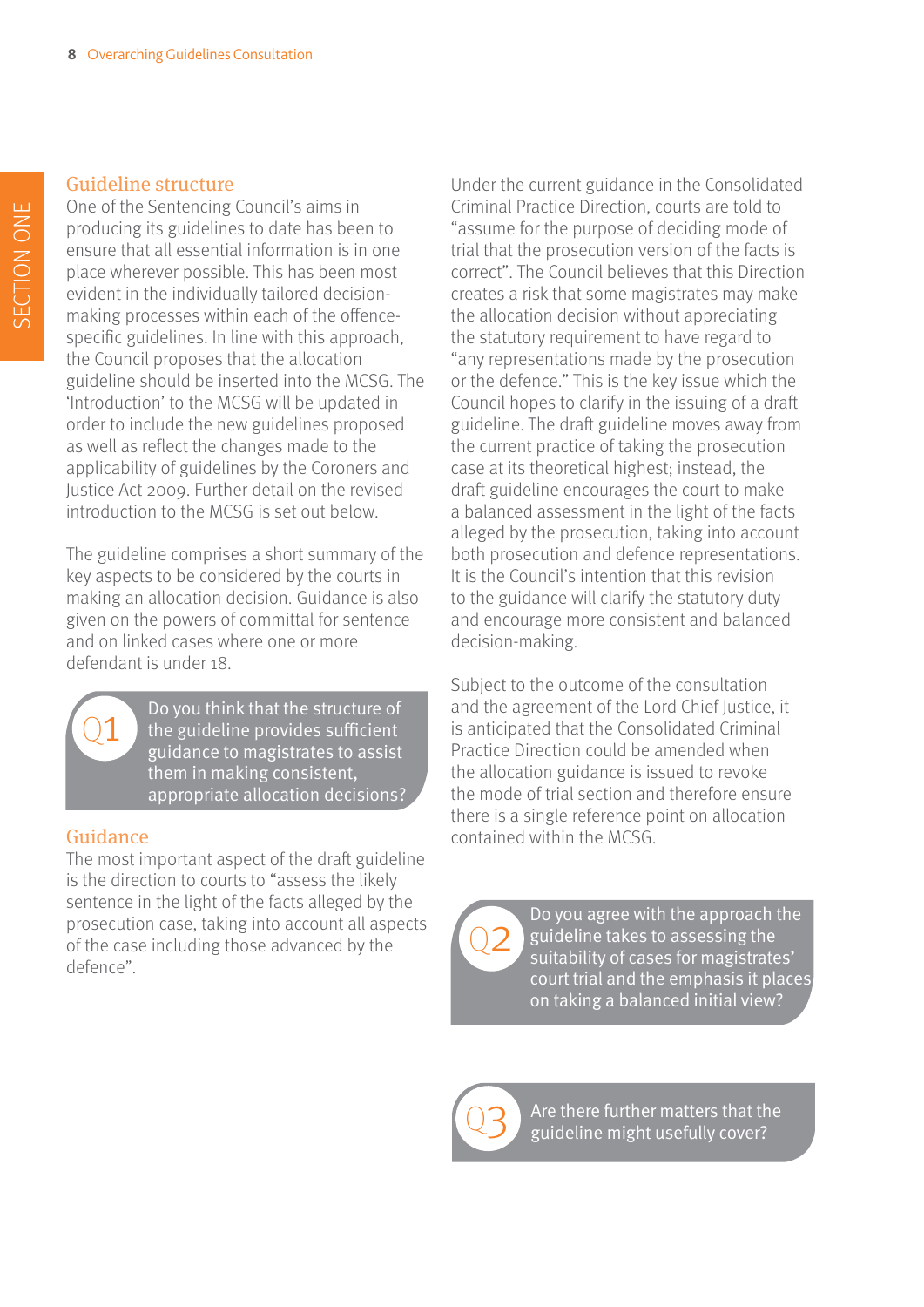## Guideline structure

One of the Sentencing Council's aims in producing its guidelines to date has been to ensure that all essential information is in one place wherever possible. This has been most evident in the individually tailored decision-making processes within each of the offence-specific guidelines. In line with this approach, the Council proposes that the allocation guideline should be inserted into the MCSG. The 'Introduction' to the MCSG will be updated in order to include the new guidelines proposed as well as reflect the changes made to the applicability of guidelines by the Coroners and Justice Act 2009. Further detail on the revised introduction to the MCSG is set out below.

The guideline comprises a short summary of the key aspects to be considered by the courts in making an allocation decision. Guidance is also given on the powers of committal for sentence and on linked cases where one or more defendant is under 18.

> **Q1** Do you think that the structure of the guideline provides sufficient guidance to magistrates to assist them in making consistent, appropriate allocation decisions?

## Guidance

The most important aspect of the draft guideline is the direction to courts to "assess the likely sentence in the light of the facts alleged by the prosecution case, taking into account all aspects of the case including those advanced by the defence".

Under the current guidance in the Consolidated Criminal Practice Direction, courts are told to "assume for the purpose of deciding mode of trial that the prosecution version of the facts is correct". The Council believes that this Direction creates a risk that some magistrates may make the allocation decision without appreciating the statutory requirement to have regard to "any representations made by the prosecution <u>or</u> the defence." This is the key issue which the Council hopes to clarify in the issuing of a draft guideline. The draft guideline moves away from the current practice of taking the prosecution case at its theoretical highest; instead, the draft guideline encourages the court to make a balanced assessment in the light of the facts alleged by the prosecution, taking into account both prosecution and defence representations. It is the Council's intention that this revision to the guidance will clarify the statutory duty and encourage more consistent and balanced decision-making.

Subject to the outcome of the consultation and the agreement of the Lord Chief Justice, it is anticipated that the Consolidated Criminal Practice Direction could be amended when the allocation guidance is issued to revoke the mode of trial section and therefore ensure there is a single reference point on allocation contained within the MCSG.

> **Q2** Do you agree with the approach the guideline takes to assessing the suitability of cases for magistrates' court trial and the emphasis it places on taking a balanced initial view?

> **Q3** Are there further matters that the guideline might usefully cover?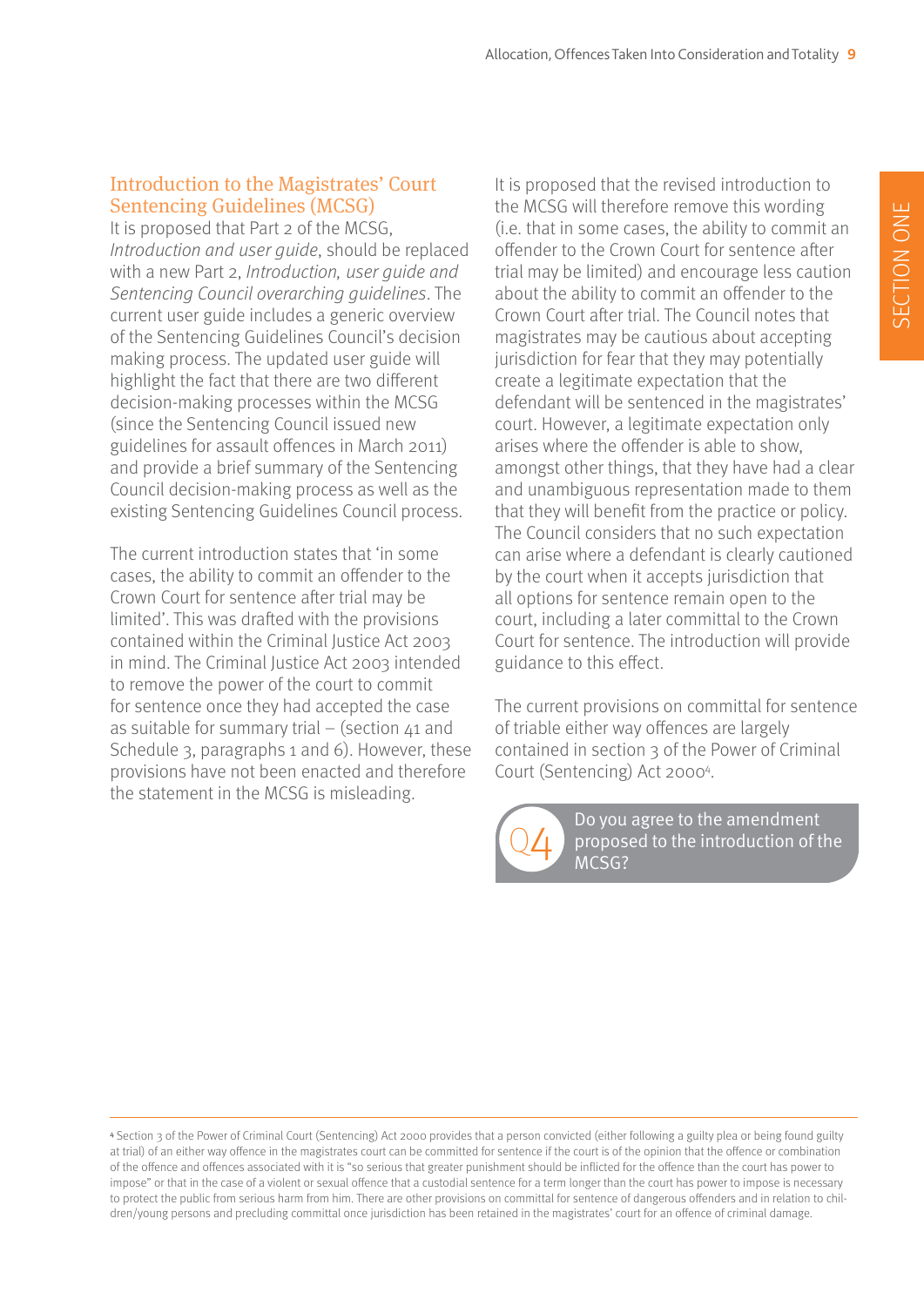## Introduction to the Magistrates' Court Sentencing Guidelines (MCSG)

It is proposed that Part 2 of the MCSG, *Introduction and user guide*, should be replaced with a new Part 2, *Introduction, user guide and Sentencing Council overarching guidelines*. The current user guide includes a generic overview of the Sentencing Guidelines Council's decision making process. The updated user guide will highlight the fact that there are two different decision-making processes within the MCSG (since the Sentencing Council issued new guidelines for assault offences in March 2011) and provide a brief summary of the Sentencing Council decision-making process as well as the existing Sentencing Guidelines Council process.

The current introduction states that 'in some cases, the ability to commit an offender to the Crown Court for sentence after trial may be limited'. This was drafted with the provisions contained within the Criminal Justice Act 2003 in mind. The Criminal Justice Act 2003 intended to remove the power of the court to commit for sentence once they had accepted the case as suitable for summary trial – (section 41 and Schedule 3, paragraphs 1 and 6). However, these provisions have not been enacted and therefore the statement in the MCSG is misleading.

It is proposed that the revised introduction to the MCSG will therefore remove this wording (i.e. that in some cases, the ability to commit an offender to the Crown Court for sentence after trial may be limited) and encourage less caution about the ability to commit an offender to the Crown Court after trial. The Council notes that magistrates may be cautious about accepting jurisdiction for fear that they may potentially create a legitimate expectation that the defendant will be sentenced in the magistrates' court. However, a legitimate expectation only arises where the offender is able to show, amongst other things, that they have had a clear and unambiguous representation made to them that they will benefit from the practice or policy. The Council considers that no such expectation can arise where a defendant is clearly cautioned by the court when it accepts jurisdiction that all options for sentence remain open to the court, including a later committal to the Crown Court for sentence. The introduction will provide guidance to this effect.

The current provisions on committal for sentence of triable either way offences are largely contained in section 3 of the Power of Criminal Court (Sentencing) Act 2000[4].

**Q4** Do you agree to the amendment proposed to the introduction of the MCSG?

---

[4] Section 3 of the Power of Criminal Court (Sentencing) Act 2000 provides that a person convicted (either following a guilty plea or being found guilty at trial) of an either way offence in the magistrates court can be committed for sentence if the court is of the opinion that the offence or combination of the offence and offences associated with it is "so serious that greater punishment should be inflicted for the offence than the court has power to impose" or that in the case of a violent or sexual offence that a custodial sentence for a term longer than the court has power to impose is necessary to protect the public from serious harm from him. There are other provisions on committal for sentence of dangerous offenders and in relation to children/young persons and precluding committal once jurisdiction has been retained in the magistrates' court for an offence of criminal damage.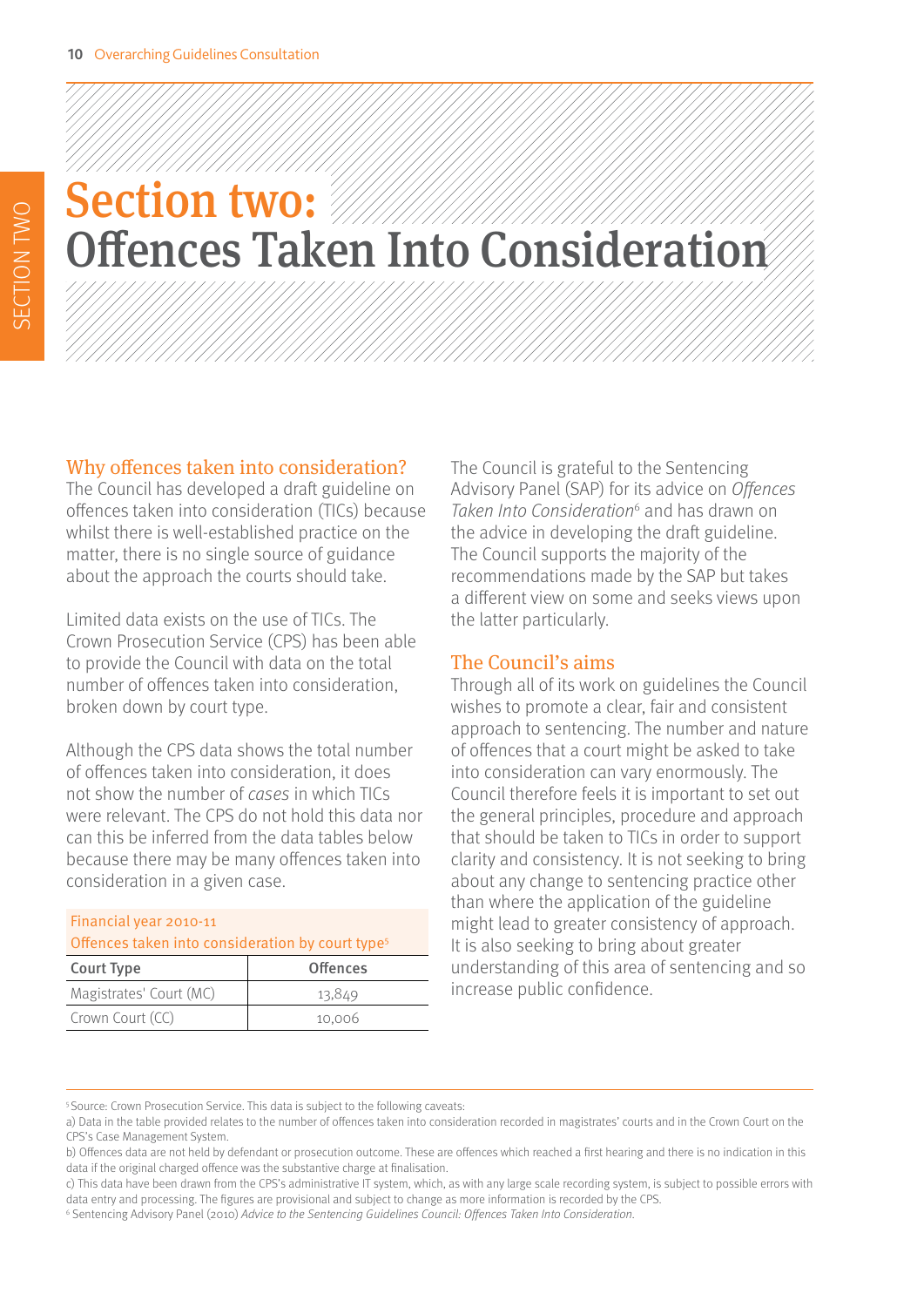# Section two: Offences Taken Into Consideration

## Why offences taken into consideration?

The Council has developed a draft guideline on offences taken into consideration (TICs) because whilst there is well-established practice on the matter, there is no single source of guidance about the approach the courts should take.

Limited data exists on the use of TICs. The Crown Prosecution Service (CPS) has been able to provide the Council with data on the total number of offences taken into consideration, broken down by court type.

Although the CPS data shows the total number of offences taken into consideration, it does not show the number of *cases* in which TICs were relevant. The CPS do not hold this data nor can this be inferred from the data tables below because there may be many offences taken into consideration in a given case.

Financial year 2010-11
Offences taken into consideration by court type[5]

| Court Type | Offences |
|---|---|
| Magistrates' Court (MC) | 13,849 |
| Crown Court (CC) | 10,006 |

The Council is grateful to the Sentencing Advisory Panel (SAP) for its advice on *Offences Taken Into Consideration*[6] and has drawn on the advice in developing the draft guideline. The Council supports the majority of the recommendations made by the SAP but takes a different view on some and seeks views upon the latter particularly.

## The Council's aims

Through all of its work on guidelines the Council wishes to promote a clear, fair and consistent approach to sentencing. The number and nature of offences that a court might be asked to take into consideration can vary enormously. The Council therefore feels it is important to set out the general principles, procedure and approach that should be taken to TICs in order to support clarity and consistency. It is not seeking to bring about any change to sentencing practice other than where the application of the guideline might lead to greater consistency of approach. It is also seeking to bring about greater understanding of this area of sentencing and so increase public confidence.

---

[5] Source: Crown Prosecution Service. This data is subject to the following caveats:
a) Data in the table provided relates to the number of offences taken into consideration recorded in magistrates' courts and in the Crown Court on the CPS's Case Management System.
b) Offences data are not held by defendant or prosecution outcome. These are offences which reached a first hearing and there is no indication in this data if the original charged offence was the substantive charge at finalisation.
c) This data have been drawn from the CPS's administrative IT system, which, as with any large scale recording system, is subject to possible errors with data entry and processing. The figures are provisional and subject to change as more information is recorded by the CPS.

[6] Sentencing Advisory Panel (2010) *Advice to the Sentencing Guidelines Council: Offences Taken Into Consideration.*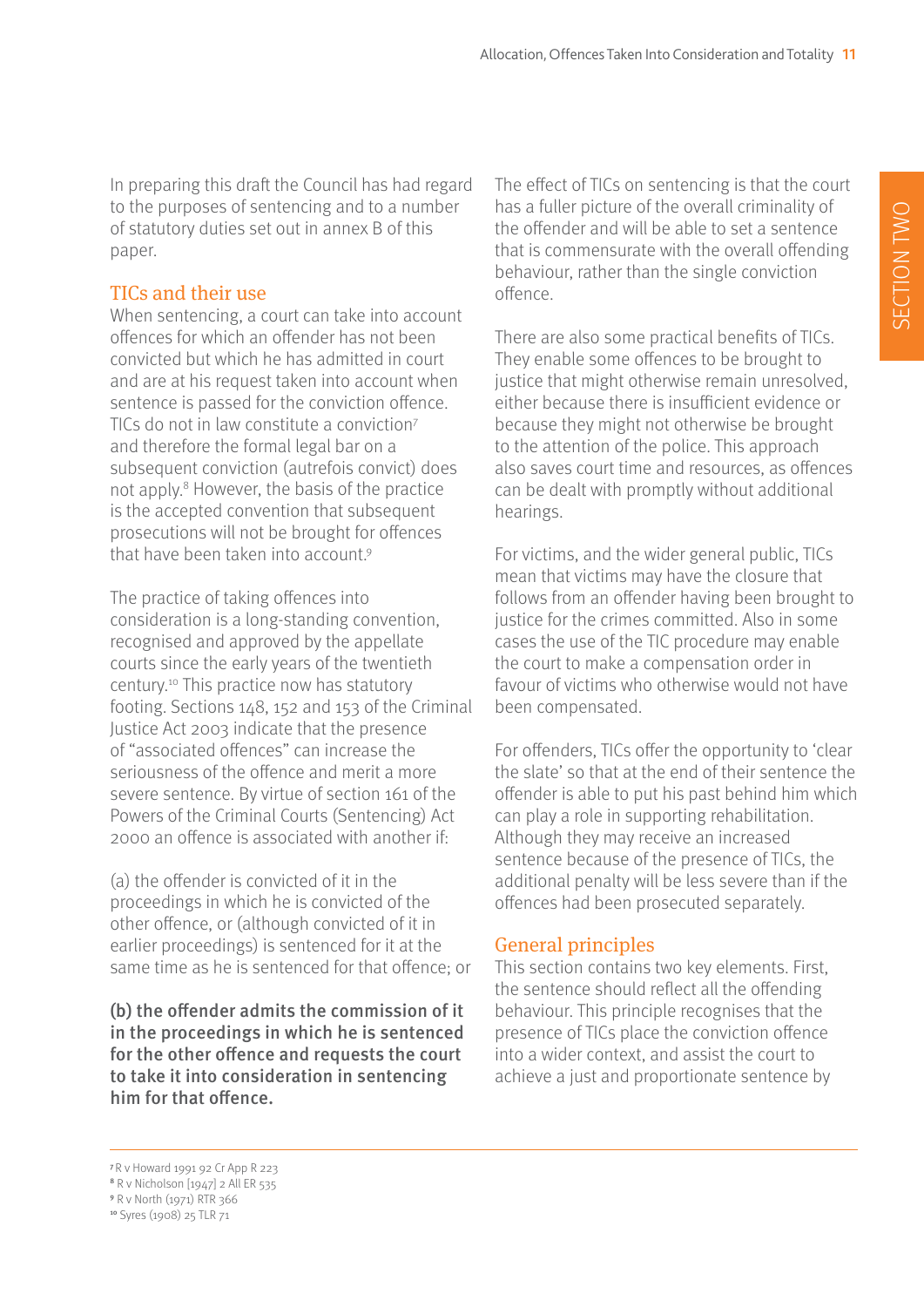In preparing this draft the Council has had regard to the purposes of sentencing and to a number of statutory duties set out in annex B of this paper.

## TICs and their use

When sentencing, a court can take into account offences for which an offender has not been convicted but which he has admitted in court and are at his request taken into account when sentence is passed for the conviction offence. TICs do not in law constitute a conviction[7] and therefore the formal legal bar on a subsequent conviction (autrefois convict) does not apply.[8] However, the basis of the practice is the accepted convention that subsequent prosecutions will not be brought for offences that have been taken into account.[9]

The practice of taking offences into consideration is a long-standing convention, recognised and approved by the appellate courts since the early years of the twentieth century.[10] This practice now has statutory footing. Sections 148, 152 and 153 of the Criminal Justice Act 2003 indicate that the presence of "associated offences" can increase the seriousness of the offence and merit a more severe sentence. By virtue of section 161 of the Powers of the Criminal Courts (Sentencing) Act 2000 an offence is associated with another if:

(a) the offender is convicted of it in the proceedings in which he is convicted of the other offence, or (although convicted of it in earlier proceedings) is sentenced for it at the same time as he is sentenced for that offence; or

**(b) the offender admits the commission of it in the proceedings in which he is sentenced for the other offence and requests the court to take it into consideration in sentencing him for that offence.**

The effect of TICs on sentencing is that the court has a fuller picture of the overall criminality of the offender and will be able to set a sentence that is commensurate with the overall offending behaviour, rather than the single conviction offence.

There are also some practical benefits of TICs. They enable some offences to be brought to justice that might otherwise remain unresolved, either because there is insufficient evidence or because they might not otherwise be brought to the attention of the police. This approach also saves court time and resources, as offences can be dealt with promptly without additional hearings.

For victims, and the wider general public, TICs mean that victims may have the closure that follows from an offender having been brought to justice for the crimes committed. Also in some cases the use of the TIC procedure may enable the court to make a compensation order in favour of victims who otherwise would not have been compensated.

For offenders, TICs offer the opportunity to 'clear the slate' so that at the end of their sentence the offender is able to put his past behind him which can play a role in supporting rehabilitation. Although they may receive an increased sentence because of the presence of TICs, the additional penalty will be less severe than if the offences had been prosecuted separately.

## General principles

This section contains two key elements. First, the sentence should reflect all the offending behaviour. This principle recognises that the presence of TICs place the conviction offence into a wider context, and assist the court to achieve a just and proportionate sentence by

---

[7] R v Howard 1991 92 Cr App R 223
[8] R v Nicholson [1947] 2 All ER 535
[9] R v North (1971) RTR 366
[10] Syres (1908) 25 TLR 71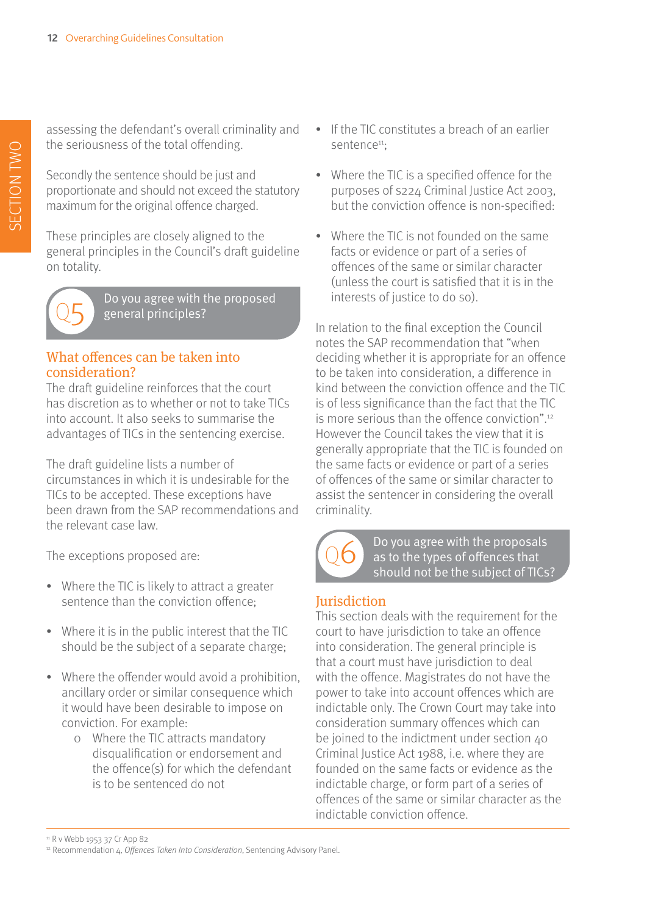assessing the defendant's overall criminality and the seriousness of the total offending.

Secondly the sentence should be just and proportionate and should not exceed the statutory maximum for the original offence charged.

These principles are closely aligned to the general principles in the Council's draft guideline on totality.

**Q5** Do you agree with the proposed general principles?

## What offences can be taken into consideration?

The draft guideline reinforces that the court has discretion as to whether or not to take TICs into account. It also seeks to summarise the advantages of TICs in the sentencing exercise.

The draft guideline lists a number of circumstances in which it is undesirable for the TICs to be accepted. These exceptions have been drawn from the SAP recommendations and the relevant case law.

The exceptions proposed are:

- Where the TIC is likely to attract a greater sentence than the conviction offence;
- Where it is in the public interest that the TIC should be the subject of a separate charge;
- Where the offender would avoid a prohibition, ancillary order or similar consequence which it would have been desirable to impose on conviction. For example:
    - Where the TIC attracts mandatory disqualification or endorsement and the offence(s) for which the defendant is to be sentenced do not
- If the TIC constitutes a breach of an earlier sentence[11];
- Where the TIC is a specified offence for the purposes of s224 Criminal Justice Act 2003, but the conviction offence is non-specified:
- Where the TIC is not founded on the same facts or evidence or part of a series of offences of the same or similar character (unless the court is satisfied that it is in the interests of justice to do so).

In relation to the final exception the Council notes the SAP recommendation that "when deciding whether it is appropriate for an offence to be taken into consideration, a difference in kind between the conviction offence and the TIC is of less significance than the fact that the TIC is more serious than the offence conviction".[12] However the Council takes the view that it is generally appropriate that the TIC is founded on the same facts or evidence or part of a series of offences of the same or similar character to assist the sentencer in considering the overall criminality.

**Q6** Do you agree with the proposals as to the types of offences that should not be the subject of TICs?

## Jurisdiction

This section deals with the requirement for the court to have jurisdiction to take an offence into consideration. The general principle is that a court must have jurisdiction to deal with the offence. Magistrates do not have the power to take into account offences which are indictable only. The Crown Court may take into consideration summary offences which can be joined to the indictment under section 40 Criminal Justice Act 1988, i.e. where they are founded on the same facts or evidence as the indictable charge, or form part of a series of offences of the same or similar character as the indictable conviction offence.

[11] R v Webb 1953 37 Cr App 82

[12] Recommendation 4, *Offences Taken Into Consideration*, Sentencing Advisory Panel.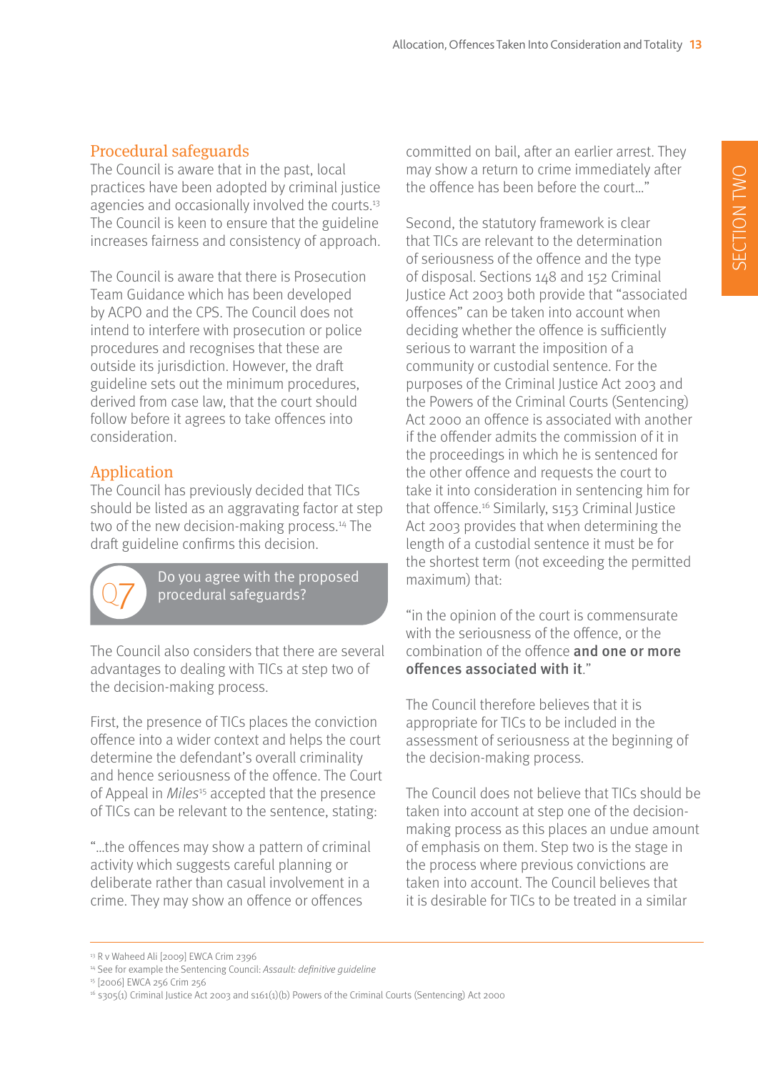## Procedural safeguards

The Council is aware that in the past, local practices have been adopted by criminal justice agencies and occasionally involved the courts.[13] The Council is keen to ensure that the guideline increases fairness and consistency of approach.

The Council is aware that there is Prosecution Team Guidance which has been developed by ACPO and the CPS. The Council does not intend to interfere with prosecution or police procedures and recognises that these are outside its jurisdiction. However, the draft guideline sets out the minimum procedures, derived from case law, that the court should follow before it agrees to take offences into consideration.

## Application

The Council has previously decided that TICs should be listed as an aggravating factor at step two of the new decision-making process.[14] The draft guideline confirms this decision.

> **Q7** Do you agree with the proposed procedural safeguards?

The Council also considers that there are several advantages to dealing with TICs at step two of the decision-making process.

First, the presence of TICs places the conviction offence into a wider context and helps the court determine the defendant's overall criminality and hence seriousness of the offence. The Court of Appeal in *Miles*[15] accepted that the presence of TICs can be relevant to the sentence, stating:

"…the offences may show a pattern of criminal activity which suggests careful planning or deliberate rather than casual involvement in a crime. They may show an offence or offences committed on bail, after an earlier arrest. They may show a return to crime immediately after the offence has been before the court…"

Second, the statutory framework is clear that TICs are relevant to the determination of seriousness of the offence and the type of disposal. Sections 148 and 152 Criminal Justice Act 2003 both provide that "associated offences" can be taken into account when deciding whether the offence is sufficiently serious to warrant the imposition of a community or custodial sentence. For the purposes of the Criminal Justice Act 2003 and the Powers of the Criminal Courts (Sentencing) Act 2000 an offence is associated with another if the offender admits the commission of it in the proceedings in which he is sentenced for the other offence and requests the court to take it into consideration in sentencing him for that offence.[16] Similarly, s153 Criminal Justice Act 2003 provides that when determining the length of a custodial sentence it must be for the shortest term (not exceeding the permitted maximum) that:

"in the opinion of the court is commensurate with the seriousness of the offence, or the combination of the offence **and one or more offences associated with it**."

The Council therefore believes that it is appropriate for TICs to be included in the assessment of seriousness at the beginning of the decision-making process.

The Council does not believe that TICs should be taken into account at step one of the decision-making process as this places an undue amount of emphasis on them. Step two is the stage in the process where previous convictions are taken into account. The Council believes that it is desirable for TICs to be treated in a similar

---

[13] R v Waheed Ali [2009] EWCA Crim 2396

[14] See for example the Sentencing Council: *Assault: definitive guideline*

[15] [2006] EWCA 256 Crim 256

[16] s305(1) Criminal Justice Act 2003 and s161(1)(b) Powers of the Criminal Courts (Sentencing) Act 2000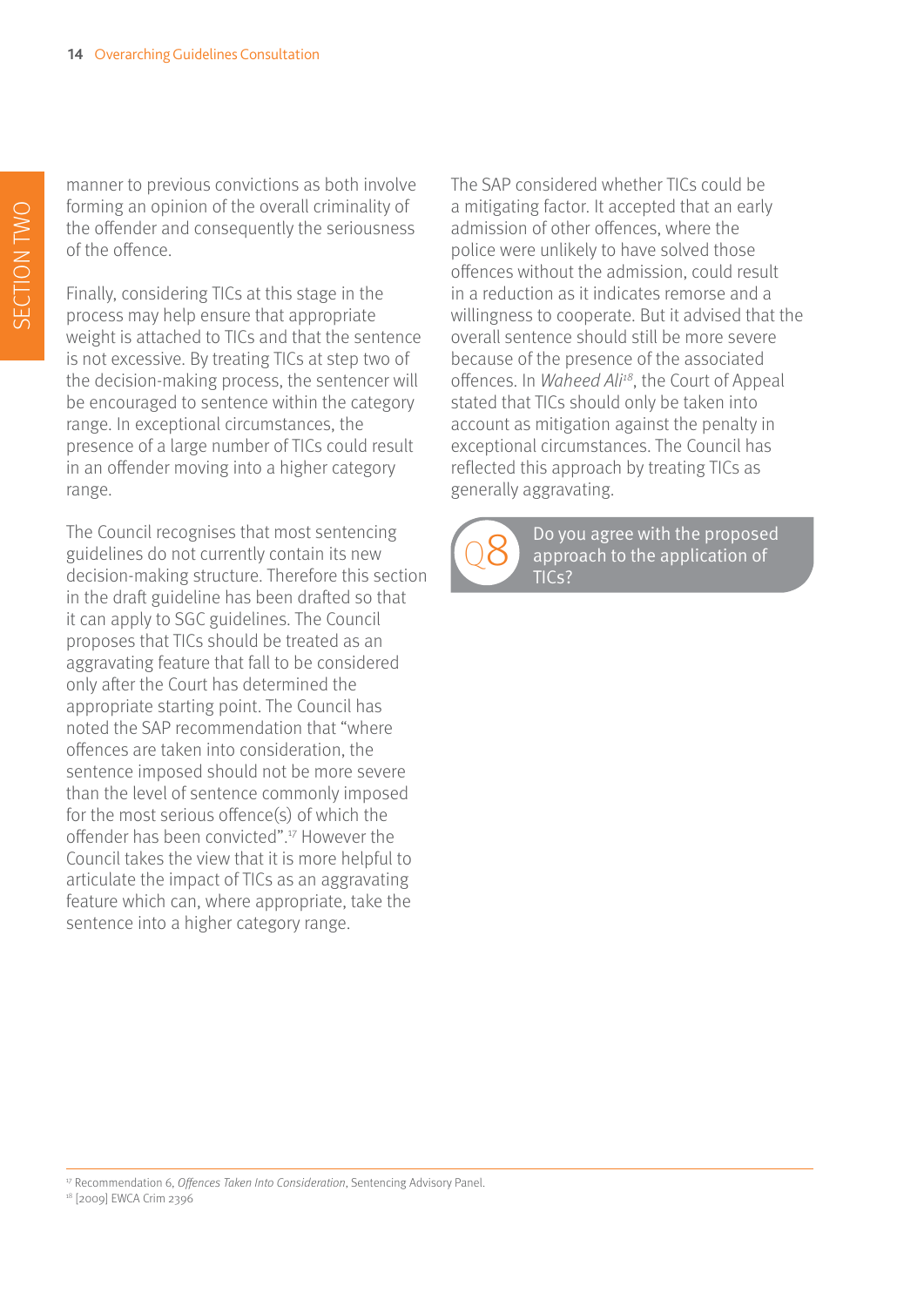manner to previous convictions as both involve forming an opinion of the overall criminality of the offender and consequently the seriousness of the offence.

Finally, considering TICs at this stage in the process may help ensure that appropriate weight is attached to TICs and that the sentence is not excessive. By treating TICs at step two of the decision-making process, the sentencer will be encouraged to sentence within the category range. In exceptional circumstances, the presence of a large number of TICs could result in an offender moving into a higher category range.

The Council recognises that most sentencing guidelines do not currently contain its new decision-making structure. Therefore this section in the draft guideline has been drafted so that it can apply to SGC guidelines. The Council proposes that TICs should be treated as an aggravating feature that fall to be considered only after the Court has determined the appropriate starting point. The Council has noted the SAP recommendation that "where offences are taken into consideration, the sentence imposed should not be more severe than the level of sentence commonly imposed for the most serious offence(s) of which the offender has been convicted".[17] However the Council takes the view that it is more helpful to articulate the impact of TICs as an aggravating feature which can, where appropriate, take the sentence into a higher category range.

The SAP considered whether TICs could be a mitigating factor. It accepted that an early admission of other offences, where the police were unlikely to have solved those offences without the admission, could result in a reduction as it indicates remorse and a willingness to cooperate. But it advised that the overall sentence should still be more severe because of the presence of the associated offences. In *Waheed Ali*[18], the Court of Appeal stated that TICs should only be taken into account as mitigation against the penalty in exceptional circumstances. The Council has reflected this approach by treating TICs as generally aggravating.

**Q8** Do you agree with the proposed approach to the application of TICs?

---

[17] Recommendation 6, *Offences Taken Into Consideration*, Sentencing Advisory Panel.

[18] [2009] EWCA Crim 2396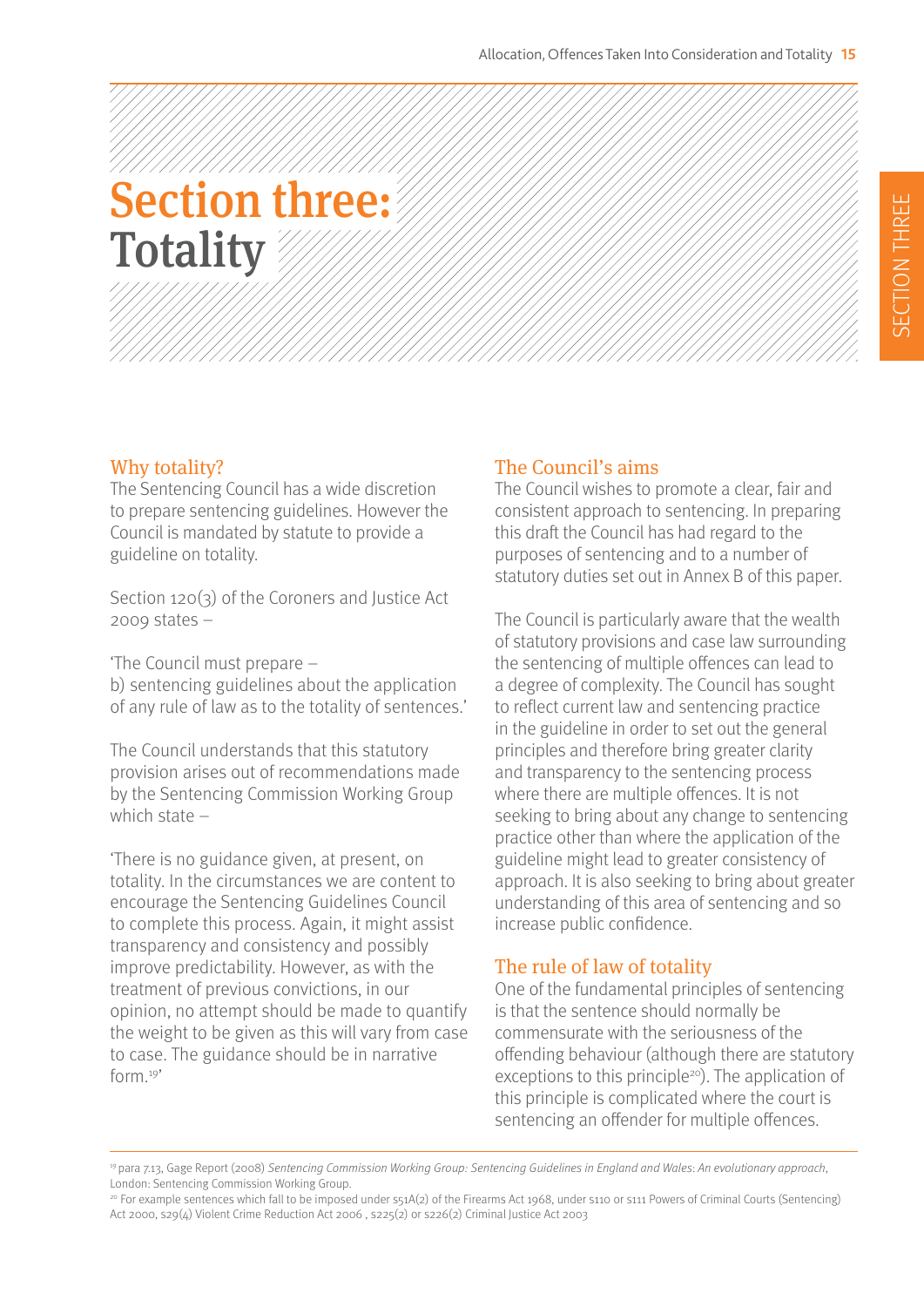# Section three: Totality

## Why totality?

The Sentencing Council has a wide discretion to prepare sentencing guidelines. However the Council is mandated by statute to provide a guideline on totality.

Section 120(3) of the Coroners and Justice Act 2009 states –

'The Council must prepare –
b) sentencing guidelines about the application of any rule of law as to the totality of sentences.'

The Council understands that this statutory provision arises out of recommendations made by the Sentencing Commission Working Group which state –

'There is no guidance given, at present, on totality. In the circumstances we are content to encourage the Sentencing Guidelines Council to complete this process. Again, it might assist transparency and consistency and possibly improve predictability. However, as with the treatment of previous convictions, in our opinion, no attempt should be made to quantify the weight to be given as this will vary from case to case. The guidance should be in narrative form.[19]'

## The Council's aims

The Council wishes to promote a clear, fair and consistent approach to sentencing. In preparing this draft the Council has had regard to the purposes of sentencing and to a number of statutory duties set out in Annex B of this paper.

The Council is particularly aware that the wealth of statutory provisions and case law surrounding the sentencing of multiple offences can lead to a degree of complexity. The Council has sought to reflect current law and sentencing practice in the guideline in order to set out the general principles and therefore bring greater clarity and transparency to the sentencing process where there are multiple offences. It is not seeking to bring about any change to sentencing practice other than where the application of the guideline might lead to greater consistency of approach. It is also seeking to bring about greater understanding of this area of sentencing and so increase public confidence.

## The rule of law of totality

One of the fundamental principles of sentencing is that the sentence should normally be commensurate with the seriousness of the offending behaviour (although there are statutory exceptions to this principle[20]). The application of this principle is complicated where the court is sentencing an offender for multiple offences.

---

[19] para 7.13, Gage Report (2008) *Sentencing Commission Working Group: Sentencing Guidelines in England and Wales: An evolutionary approach*, London: Sentencing Commission Working Group.

[20] For example sentences which fall to be imposed under s51A(2) of the Firearms Act 1968, under s110 or s111 Powers of Criminal Courts (Sentencing) Act 2000, s29(4) Violent Crime Reduction Act 2006 , s225(2) or s226(2) Criminal Justice Act 2003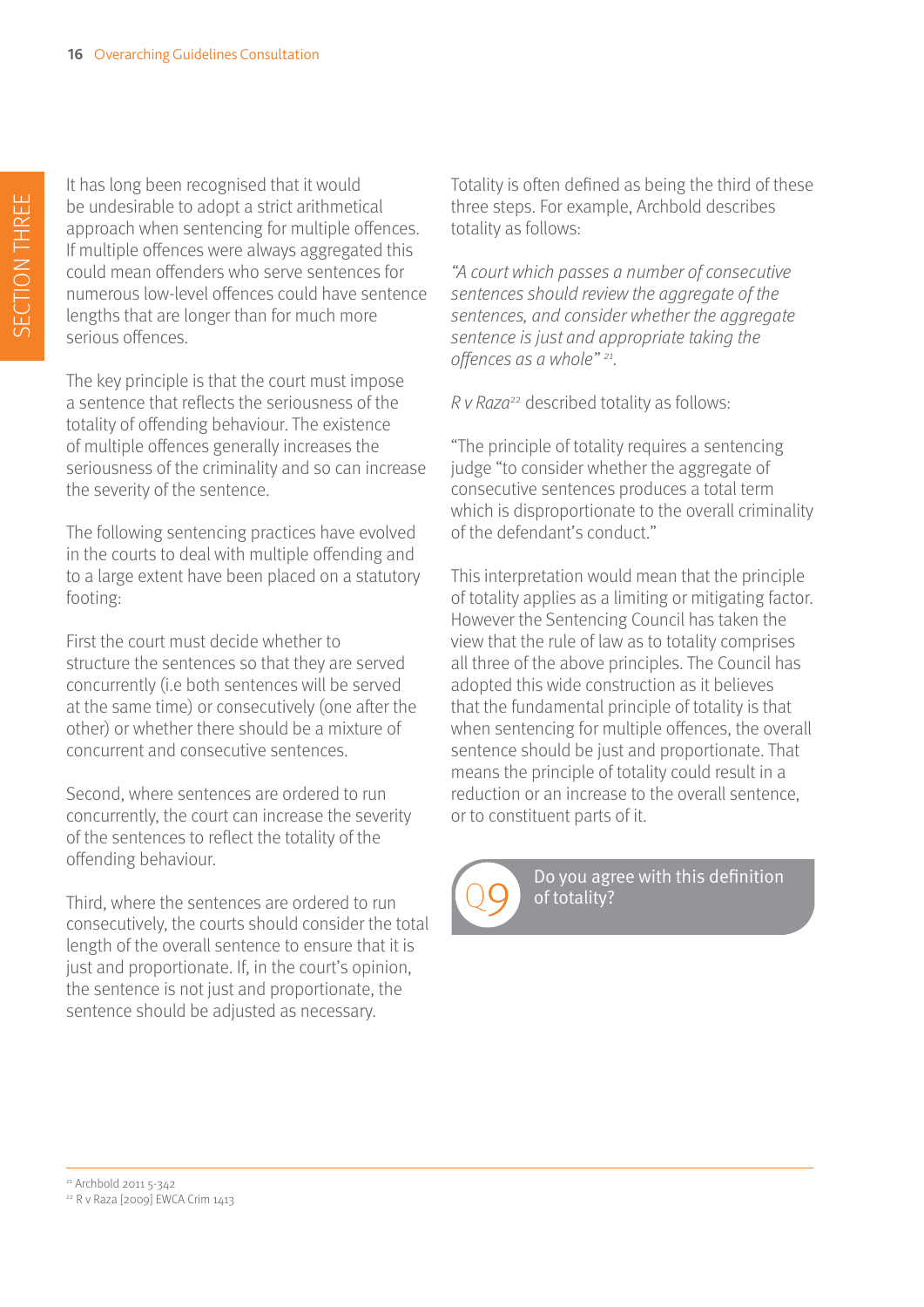It has long been recognised that it would be undesirable to adopt a strict arithmetical approach when sentencing for multiple offences. If multiple offences were always aggregated this could mean offenders who serve sentences for numerous low-level offences could have sentence lengths that are longer than for much more serious offences.

The key principle is that the court must impose a sentence that reflects the seriousness of the totality of offending behaviour. The existence of multiple offences generally increases the seriousness of the criminality and so can increase the severity of the sentence.

The following sentencing practices have evolved in the courts to deal with multiple offending and to a large extent have been placed on a statutory footing:

First the court must decide whether to structure the sentences so that they are served concurrently (i.e both sentences will be served at the same time) or consecutively (one after the other) or whether there should be a mixture of concurrent and consecutive sentences.

Second, where sentences are ordered to run concurrently, the court can increase the severity of the sentences to reflect the totality of the offending behaviour.

Third, where the sentences are ordered to run consecutively, the courts should consider the total length of the overall sentence to ensure that it is just and proportionate. If, in the court's opinion, the sentence is not just and proportionate, the sentence should be adjusted as necessary.

Totality is often defined as being the third of these three steps. For example, Archbold describes totality as follows:

*"A court which passes a number of consecutive sentences should review the aggregate of the sentences, and consider whether the aggregate sentence is just and appropriate taking the offences as a whole"* [21].

*R v Raza*[22] described totality as follows:

"The principle of totality requires a sentencing judge "to consider whether the aggregate of consecutive sentences produces a total term which is disproportionate to the overall criminality of the defendant's conduct."

This interpretation would mean that the principle of totality applies as a limiting or mitigating factor. However the Sentencing Council has taken the view that the rule of law as to totality comprises all three of the above principles. The Council has adopted this wide construction as it believes that the fundamental principle of totality is that when sentencing for multiple offences, the overall sentence should be just and proportionate. That means the principle of totality could result in a reduction or an increase to the overall sentence, or to constituent parts of it.

**Q9** Do you agree with this definition of totality?

---

[21] Archbold 2011 5-342

[22] R v Raza [2009] EWCA Crim 1413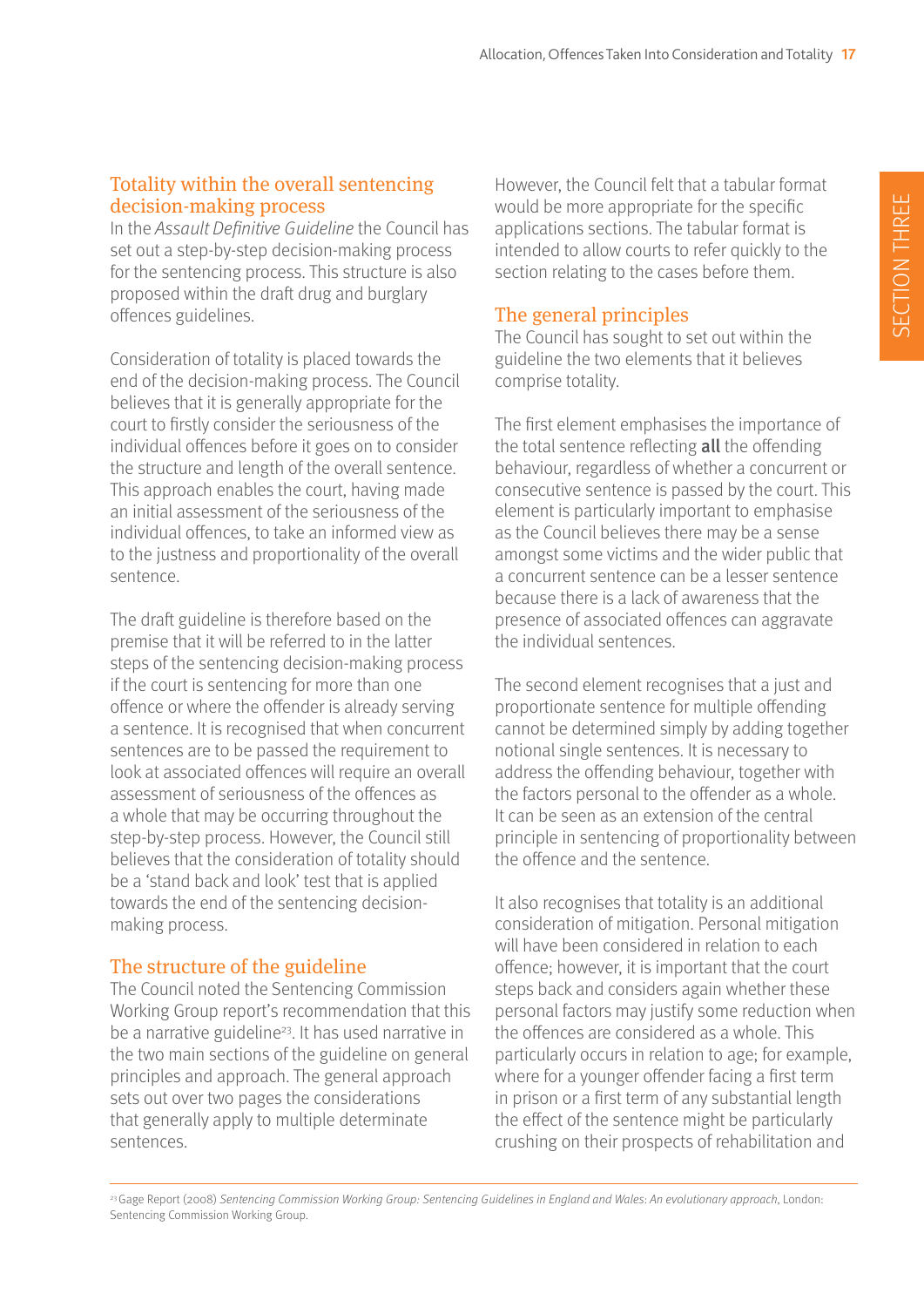## Totality within the overall sentencing decision-making process

In the *Assault Definitive Guideline* the Council has set out a step-by-step decision-making process for the sentencing process. This structure is also proposed within the draft drug and burglary offences guidelines.

Consideration of totality is placed towards the end of the decision-making process. The Council believes that it is generally appropriate for the court to firstly consider the seriousness of the individual offences before it goes on to consider the structure and length of the overall sentence. This approach enables the court, having made an initial assessment of the seriousness of the individual offences, to take an informed view as to the justness and proportionality of the overall sentence.

The draft guideline is therefore based on the premise that it will be referred to in the latter steps of the sentencing decision-making process if the court is sentencing for more than one offence or where the offender is already serving a sentence. It is recognised that when concurrent sentences are to be passed the requirement to look at associated offences will require an overall assessment of seriousness of the offences as a whole that may be occurring throughout the step-by-step process. However, the Council still believes that the consideration of totality should be a 'stand back and look' test that is applied towards the end of the sentencing decision-making process.

## The structure of the guideline

The Council noted the Sentencing Commission Working Group report's recommendation that this be a narrative guideline[23]. It has used narrative in the two main sections of the guideline on general principles and approach. The general approach sets out over two pages the considerations that generally apply to multiple determinate sentences.

However, the Council felt that a tabular format would be more appropriate for the specific applications sections. The tabular format is intended to allow courts to refer quickly to the section relating to the cases before them.

## The general principles

The Council has sought to set out within the guideline the two elements that it believes comprise totality.

The first element emphasises the importance of the total sentence reflecting **all** the offending behaviour, regardless of whether a concurrent or consecutive sentence is passed by the court. This element is particularly important to emphasise as the Council believes there may be a sense amongst some victims and the wider public that a concurrent sentence can be a lesser sentence because there is a lack of awareness that the presence of associated offences can aggravate the individual sentences.

The second element recognises that a just and proportionate sentence for multiple offending cannot be determined simply by adding together notional single sentences. It is necessary to address the offending behaviour, together with the factors personal to the offender as a whole. It can be seen as an extension of the central principle in sentencing of proportionality between the offence and the sentence.

It also recognises that totality is an additional consideration of mitigation. Personal mitigation will have been considered in relation to each offence; however, it is important that the court steps back and considers again whether these personal factors may justify some reduction when the offences are considered as a whole. This particularly occurs in relation to age; for example, where for a younger offender facing a first term in prison or a first term of any substantial length the effect of the sentence might be particularly crushing on their prospects of rehabilitation and

---

[23] Gage Report (2008) *Sentencing Commission Working Group: Sentencing Guidelines in England and Wales: An evolutionary approach*, London: Sentencing Commission Working Group.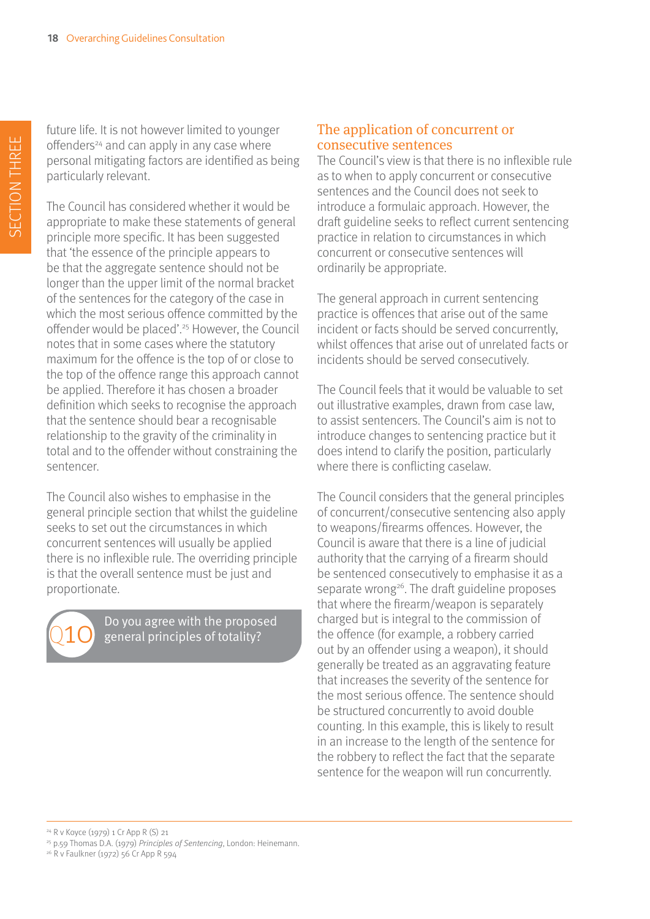future life. It is not however limited to younger offenders[24] and can apply in any case where personal mitigating factors are identified as being particularly relevant.

The Council has considered whether it would be appropriate to make these statements of general principle more specific. It has been suggested that 'the essence of the principle appears to be that the aggregate sentence should not be longer than the upper limit of the normal bracket of the sentences for the category of the case in which the most serious offence committed by the offender would be placed'.[25] However, the Council notes that in some cases where the statutory maximum for the offence is the top of or close to the top of the offence range this approach cannot be applied. Therefore it has chosen a broader definition which seeks to recognise the approach that the sentence should bear a recognisable relationship to the gravity of the criminality in total and to the offender without constraining the sentencer.

The Council also wishes to emphasise in the general principle section that whilst the guideline seeks to set out the circumstances in which concurrent sentences will usually be applied there is no inflexible rule. The overriding principle is that the overall sentence must be just and proportionate.

**Q10** Do you agree with the proposed general principles of totality?

## The application of concurrent or consecutive sentences

The Council's view is that there is no inflexible rule as to when to apply concurrent or consecutive sentences and the Council does not seek to introduce a formulaic approach. However, the draft guideline seeks to reflect current sentencing practice in relation to circumstances in which concurrent or consecutive sentences will ordinarily be appropriate.

The general approach in current sentencing practice is offences that arise out of the same incident or facts should be served concurrently, whilst offences that arise out of unrelated facts or incidents should be served consecutively.

The Council feels that it would be valuable to set out illustrative examples, drawn from case law, to assist sentencers. The Council's aim is not to introduce changes to sentencing practice but it does intend to clarify the position, particularly where there is conflicting caselaw.

The Council considers that the general principles of concurrent/consecutive sentencing also apply to weapons/firearms offences. However, the Council is aware that there is a line of judicial authority that the carrying of a firearm should be sentenced consecutively to emphasise it as a separate wrong[26]. The draft guideline proposes that where the firearm/weapon is separately charged but is integral to the commission of the offence (for example, a robbery carried out by an offender using a weapon), it should generally be treated as an aggravating feature that increases the severity of the sentence for the most serious offence. The sentence should be structured concurrently to avoid double counting. In this example, this is likely to result in an increase to the length of the sentence for the robbery to reflect the fact that the separate sentence for the weapon will run concurrently.

---

[24] R v Koyce (1979) 1 Cr App R (S) 21

[25] p.59 Thomas D.A. (1979) *Principles of Sentencing*, London: Heinemann.

[26] R v Faulkner (1972) 56 Cr App R 594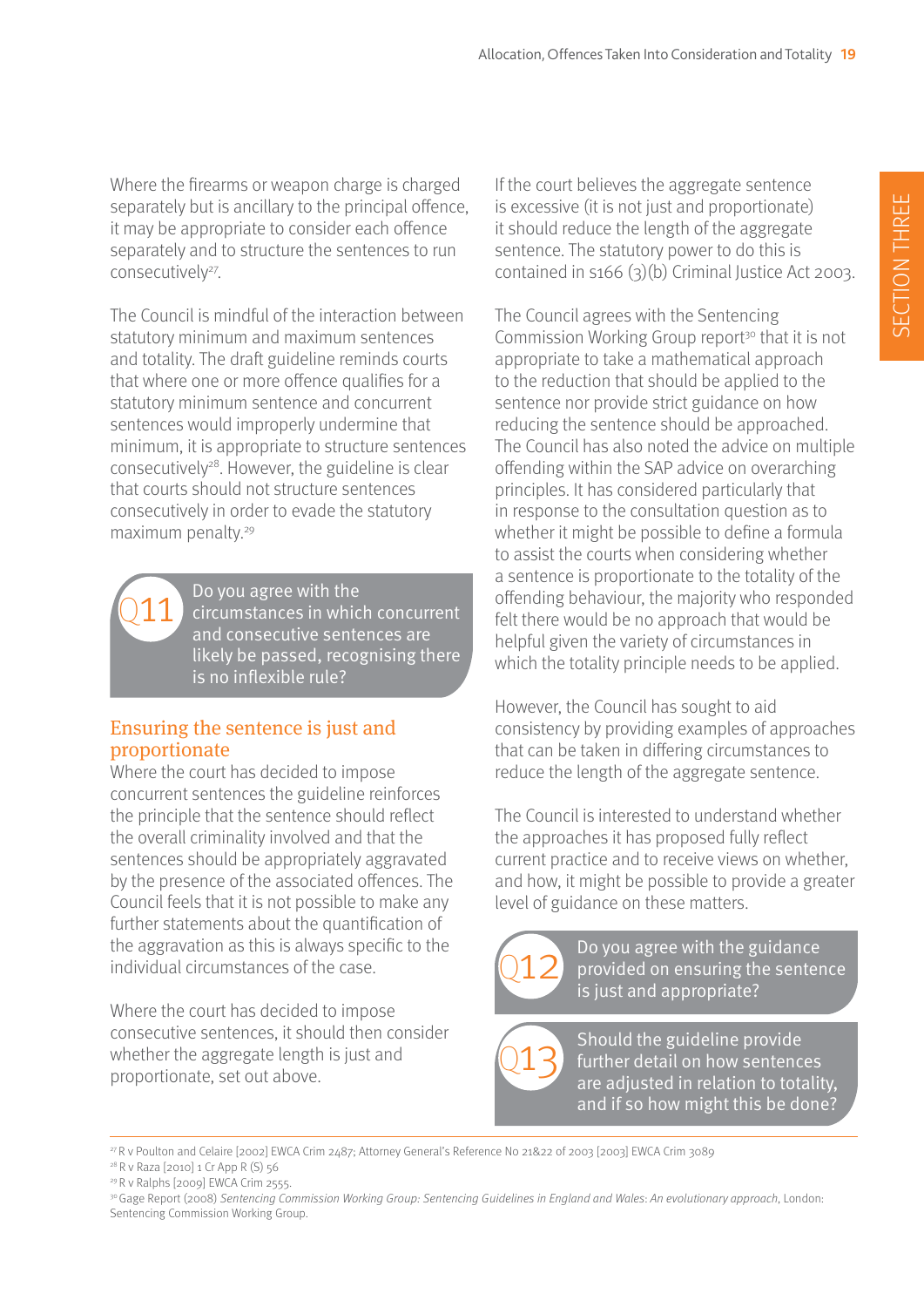Where the firearms or weapon charge is charged separately but is ancillary to the principal offence, it may be appropriate to consider each offence separately and to structure the sentences to run consecutively[27].

The Council is mindful of the interaction between statutory minimum and maximum sentences and totality. The draft guideline reminds courts that where one or more offence qualifies for a statutory minimum sentence and concurrent sentences would improperly undermine that minimum, it is appropriate to structure sentences consecutively[28]. However, the guideline is clear that courts should not structure sentences consecutively in order to evade the statutory maximum penalty.[29]

> **Q11** Do you agree with the circumstances in which concurrent and consecutive sentences are likely be passed, recognising there is no inflexible rule?

## Ensuring the sentence is just and proportionate

Where the court has decided to impose concurrent sentences the guideline reinforces the principle that the sentence should reflect the overall criminality involved and that the sentences should be appropriately aggravated by the presence of the associated offences. The Council feels that it is not possible to make any further statements about the quantification of the aggravation as this is always specific to the individual circumstances of the case.

Where the court has decided to impose consecutive sentences, it should then consider whether the aggregate length is just and proportionate, set out above.

If the court believes the aggregate sentence is excessive (it is not just and proportionate) it should reduce the length of the aggregate sentence. The statutory power to do this is contained in s166 (3)(b) Criminal Justice Act 2003.

The Council agrees with the Sentencing Commission Working Group report[30] that it is not appropriate to take a mathematical approach to the reduction that should be applied to the sentence nor provide strict guidance on how reducing the sentence should be approached. The Council has also noted the advice on multiple offending within the SAP advice on overarching principles. It has considered particularly that in response to the consultation question as to whether it might be possible to define a formula to assist the courts when considering whether a sentence is proportionate to the totality of the offending behaviour, the majority who responded felt there would be no approach that would be helpful given the variety of circumstances in which the totality principle needs to be applied.

However, the Council has sought to aid consistency by providing examples of approaches that can be taken in differing circumstances to reduce the length of the aggregate sentence.

The Council is interested to understand whether the approaches it has proposed fully reflect current practice and to receive views on whether, and how, it might be possible to provide a greater level of guidance on these matters.

> **Q12** Do you agree with the guidance provided on ensuring the sentence is just and appropriate?

> **Q13** Should the guideline provide further detail on how sentences are adjusted in relation to totality, and if so how might this be done?

---

[27] R v Poulton and Celaire [2002] EWCA Crim 2487; Attorney General's Reference No 21&22 of 2003 [2003] EWCA Crim 3089

[28] R v Raza [2010] 1 Cr App R (S) 56

[29] R v Ralphs [2009] EWCA Crim 2555.

[30] Gage Report (2008) *Sentencing Commission Working Group: Sentencing Guidelines in England and Wales: An evolutionary approach*, London: Sentencing Commission Working Group.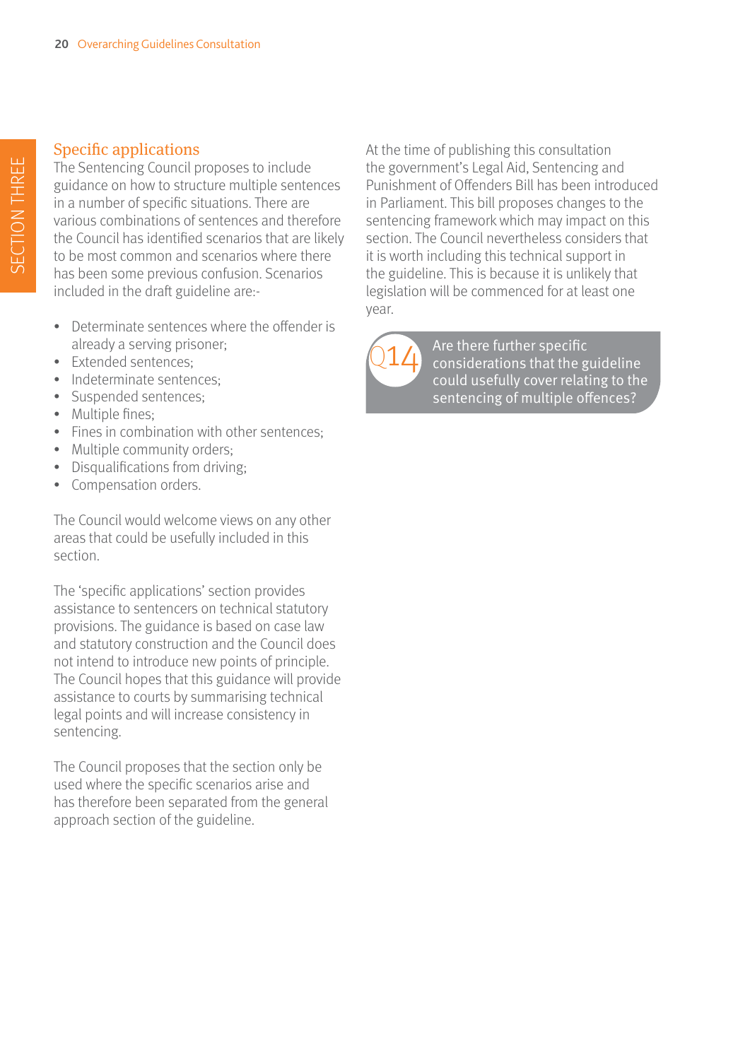## Specific applications

The Sentencing Council proposes to include guidance on how to structure multiple sentences in a number of specific situations. There are various combinations of sentences and therefore the Council has identified scenarios that are likely to be most common and scenarios where there has been some previous confusion. Scenarios included in the draft guideline are:-

- Determinate sentences where the offender is already a serving prisoner;
- Extended sentences;
- Indeterminate sentences;
- Suspended sentences;
- Multiple fines;
- Fines in combination with other sentences;
- Multiple community orders;
- Disqualifications from driving;
- Compensation orders.

The Council would welcome views on any other areas that could be usefully included in this section.

The 'specific applications' section provides assistance to sentencers on technical statutory provisions. The guidance is based on case law and statutory construction and the Council does not intend to introduce new points of principle. The Council hopes that this guidance will provide assistance to courts by summarising technical legal points and will increase consistency in sentencing.

The Council proposes that the section only be used where the specific scenarios arise and has therefore been separated from the general approach section of the guideline.

At the time of publishing this consultation the government's Legal Aid, Sentencing and Punishment of Offenders Bill has been introduced in Parliament. This bill proposes changes to the sentencing framework which may impact on this section. The Council nevertheless considers that it is worth including this technical support in the guideline. This is because it is unlikely that legislation will be commenced for at least one year.

**Q14** Are there further specific considerations that the guideline could usefully cover relating to the sentencing of multiple offences?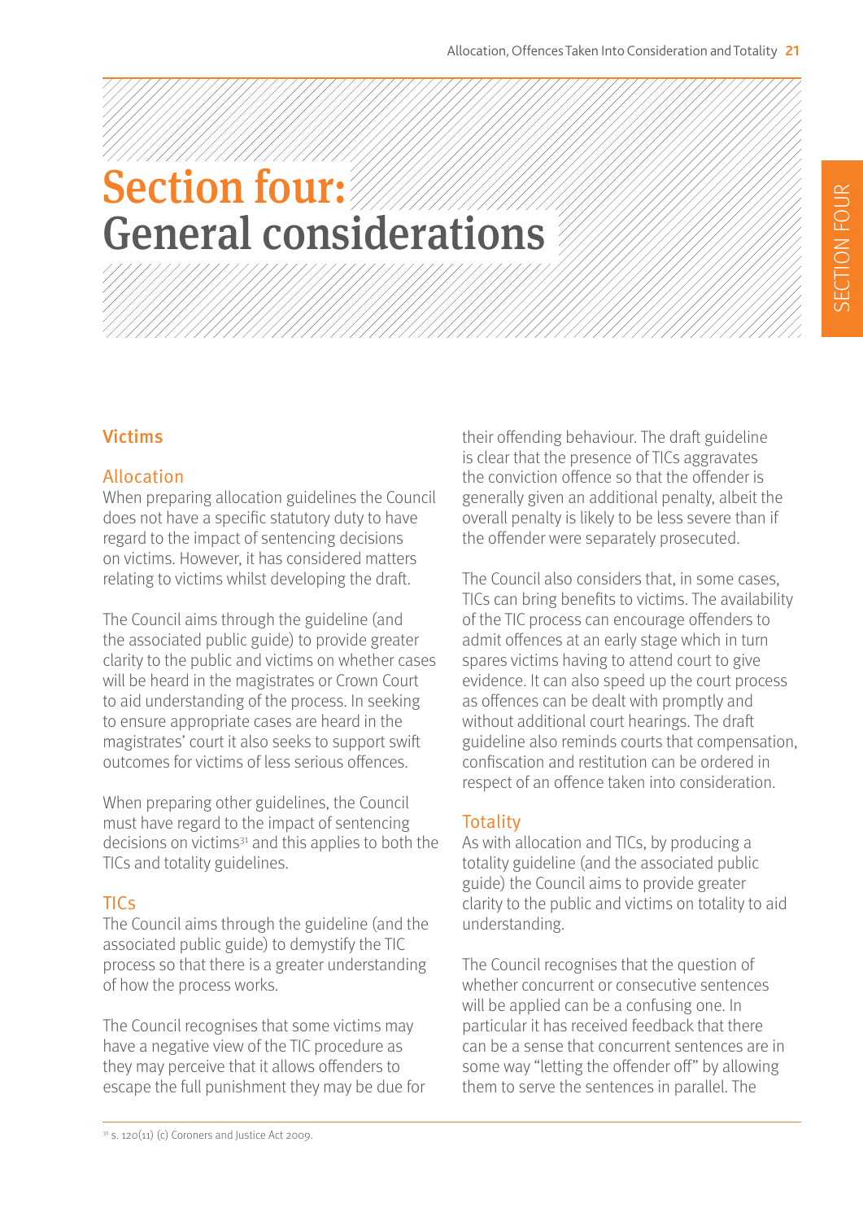# Section four: General considerations

## Victims

### Allocation

When preparing allocation guidelines the Council does not have a specific statutory duty to have regard to the impact of sentencing decisions on victims. However, it has considered matters relating to victims whilst developing the draft.

The Council aims through the guideline (and the associated public guide) to provide greater clarity to the public and victims on whether cases will be heard in the magistrates or Crown Court to aid understanding of the process. In seeking to ensure appropriate cases are heard in the magistrates' court it also seeks to support swift outcomes for victims of less serious offences.

When preparing other guidelines, the Council must have regard to the impact of sentencing decisions on victims[31] and this applies to both the TICs and totality guidelines.

### TICs

The Council aims through the guideline (and the associated public guide) to demystify the TIC process so that there is a greater understanding of how the process works.

The Council recognises that some victims may have a negative view of the TIC procedure as they may perceive that it allows offenders to escape the full punishment they may be due for their offending behaviour. The draft guideline is clear that the presence of TICs aggravates the conviction offence so that the offender is generally given an additional penalty, albeit the overall penalty is likely to be less severe than if the offender were separately prosecuted.

The Council also considers that, in some cases, TICs can bring benefits to victims. The availability of the TIC process can encourage offenders to admit offences at an early stage which in turn spares victims having to attend court to give evidence. It can also speed up the court process as offences can be dealt with promptly and without additional court hearings. The draft guideline also reminds courts that compensation, confiscation and restitution can be ordered in respect of an offence taken into consideration.

### Totality

As with allocation and TICs, by producing a totality guideline (and the associated public guide) the Council aims to provide greater clarity to the public and victims on totality to aid understanding.

The Council recognises that the question of whether concurrent or consecutive sentences will be applied can be a confusing one. In particular it has received feedback that there can be a sense that concurrent sentences are in some way "letting the offender off" by allowing them to serve the sentences in parallel. The

[31] s. 120(11) (c) Coroners and Justice Act 2009.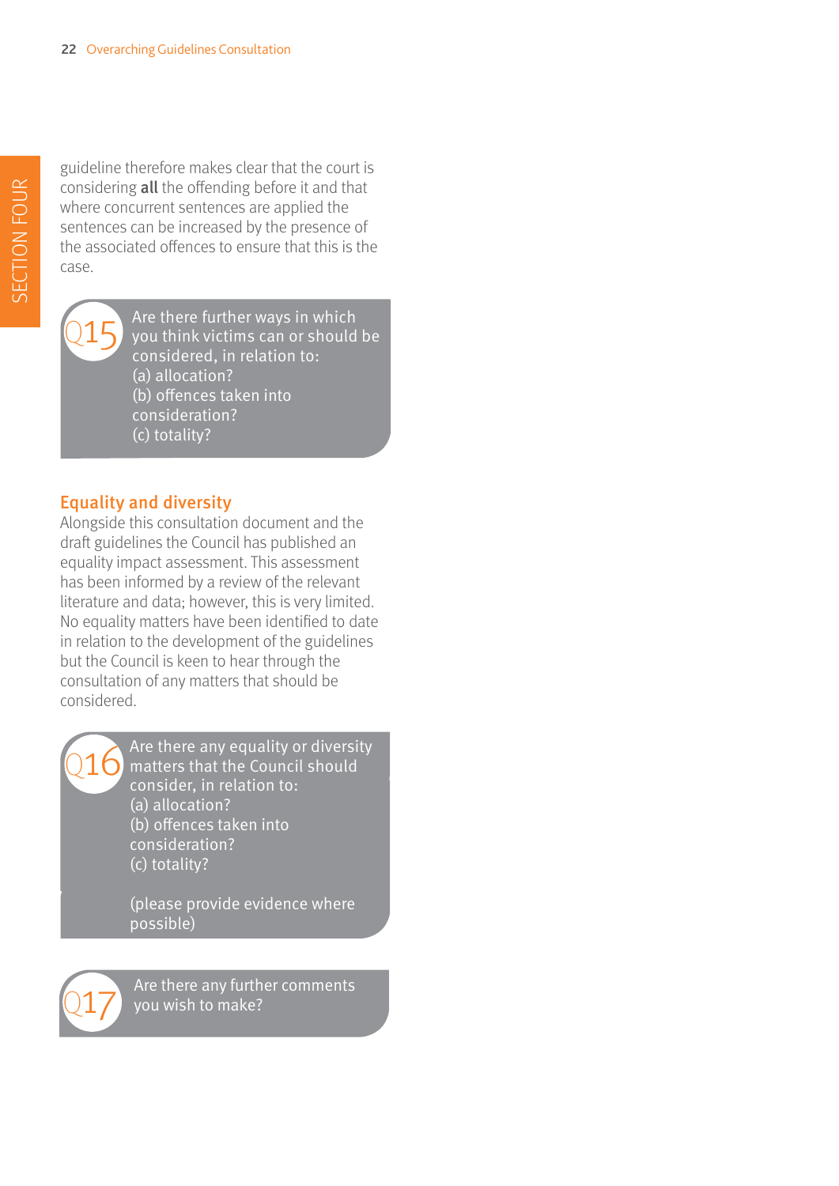guideline therefore makes clear that the court is considering **all** the offending before it and that where concurrent sentences are applied the sentences can be increased by the presence of the associated offences to ensure that this is the case.

> **Q15** Are there further ways in which you think victims can or should be considered, in relation to:
> (a) allocation?
> (b) offences taken into consideration?
> (c) totality?

## Equality and diversity

Alongside this consultation document and the draft guidelines the Council has published an equality impact assessment. This assessment has been informed by a review of the relevant literature and data; however, this is very limited. No equality matters have been identified to date in relation to the development of the guidelines but the Council is keen to hear through the consultation of any matters that should be considered.

> **Q16** Are there any equality or diversity matters that the Council should consider, in relation to:
> (a) allocation?
> (b) offences taken into consideration?
> (c) totality?
>
> (please provide evidence where possible)

> **Q17** Are there any further comments you wish to make?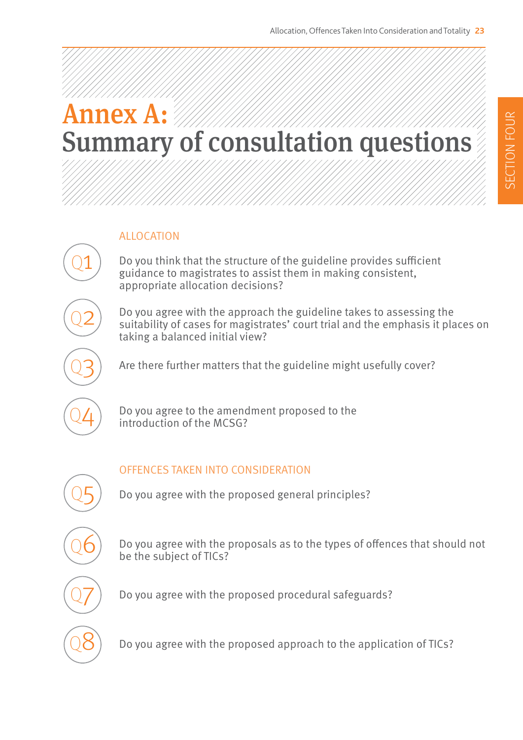# Annex A: Summary of consultation questions

## ALLOCATION

**Q1** Do you think that the structure of the guideline provides sufficient guidance to magistrates to assist them in making consistent, appropriate allocation decisions?

**Q2** Do you agree with the approach the guideline takes to assessing the suitability of cases for magistrates' court trial and the emphasis it places on taking a balanced initial view?

**Q3** Are there further matters that the guideline might usefully cover?

**Q4** Do you agree to the amendment proposed to the introduction of the MCSG?

## OFFENCES TAKEN INTO CONSIDERATION

**Q5** Do you agree with the proposed general principles?

**Q6** Do you agree with the proposals as to the types of offences that should not be the subject of TICs?

**Q7** Do you agree with the proposed procedural safeguards?

**Q8** Do you agree with the proposed approach to the application of TICs?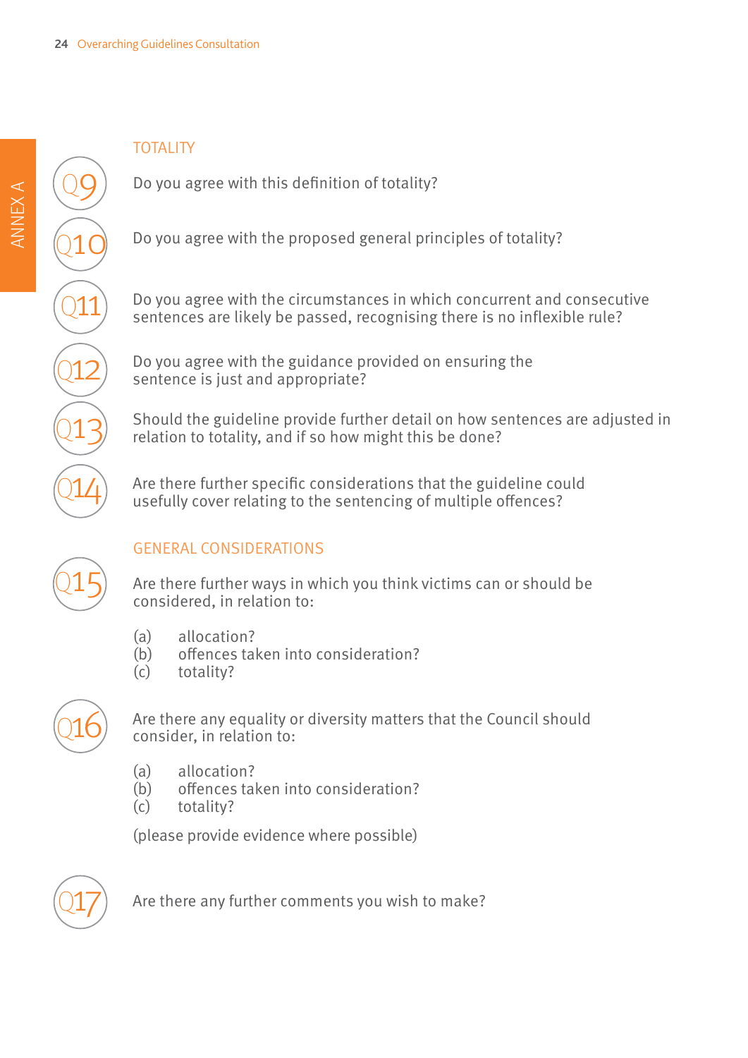## TOTALITY

**Q9** Do you agree with this definition of totality?

**Q10** Do you agree with the proposed general principles of totality?

**Q11** Do you agree with the circumstances in which concurrent and consecutive sentences are likely be passed, recognising there is no inflexible rule?

**Q12** Do you agree with the guidance provided on ensuring the sentence is just and appropriate?

**Q13** Should the guideline provide further detail on how sentences are adjusted in relation to totality, and if so how might this be done?

**Q14** Are there further specific considerations that the guideline could usefully cover relating to the sentencing of multiple offences?

## GENERAL CONSIDERATIONS

**Q15** Are there further ways in which you think victims can or should be considered, in relation to:

(a) allocation?
(b) offences taken into consideration?
(c) totality?

**Q16** Are there any equality or diversity matters that the Council should consider, in relation to:

(a) allocation?
(b) offences taken into consideration?
(c) totality?

(please provide evidence where possible)

**Q17** Are there any further comments you wish to make?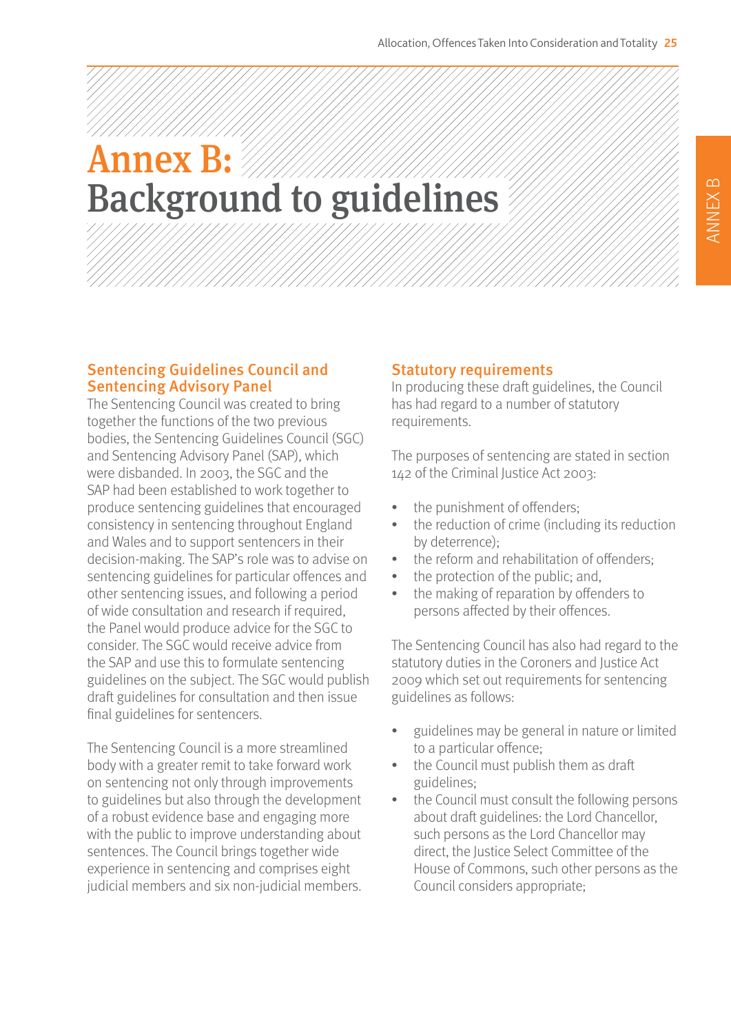# Annex B: Background to guidelines

## Sentencing Guidelines Council and Sentencing Advisory Panel

The Sentencing Council was created to bring together the functions of the two previous bodies, the Sentencing Guidelines Council (SGC) and Sentencing Advisory Panel (SAP), which were disbanded. In 2003, the SGC and the SAP had been established to work together to produce sentencing guidelines that encouraged consistency in sentencing throughout England and Wales and to support sentencers in their decision-making. The SAP's role was to advise on sentencing guidelines for particular offences and other sentencing issues, and following a period of wide consultation and research if required, the Panel would produce advice for the SGC to consider. The SGC would receive advice from the SAP and use this to formulate sentencing guidelines on the subject. The SGC would publish draft guidelines for consultation and then issue final guidelines for sentencers.

The Sentencing Council is a more streamlined body with a greater remit to take forward work on sentencing not only through improvements to guidelines but also through the development of a robust evidence base and engaging more with the public to improve understanding about sentences. The Council brings together wide experience in sentencing and comprises eight judicial members and six non-judicial members.

## Statutory requirements

In producing these draft guidelines, the Council has had regard to a number of statutory requirements.

The purposes of sentencing are stated in section 142 of the Criminal Justice Act 2003:

- the punishment of offenders;
- the reduction of crime (including its reduction by deterrence);
- the reform and rehabilitation of offenders;
- the protection of the public; and,
- the making of reparation by offenders to persons affected by their offences.

The Sentencing Council has also had regard to the statutory duties in the Coroners and Justice Act 2009 which set out requirements for sentencing guidelines as follows:

- guidelines may be general in nature or limited to a particular offence;
- the Council must publish them as draft guidelines;
- the Council must consult the following persons about draft guidelines: the Lord Chancellor, such persons as the Lord Chancellor may direct, the Justice Select Committee of the House of Commons, such other persons as the Council considers appropriate;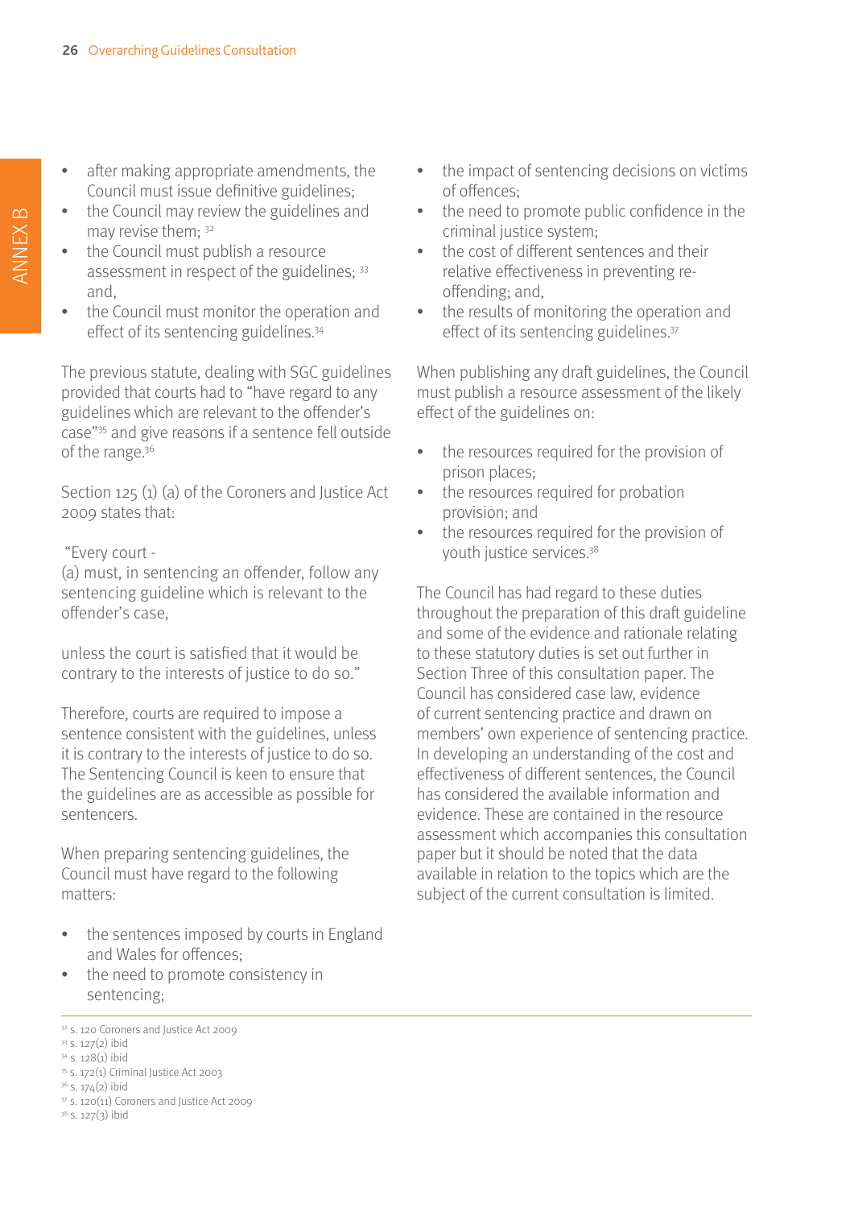- after making appropriate amendments, the Council must issue definitive guidelines;
- the Council may review the guidelines and may revise them; [32]
- the Council must publish a resource assessment in respect of the guidelines; [33] and,
- the Council must monitor the operation and effect of its sentencing guidelines.[34]

The previous statute, dealing with SGC guidelines provided that courts had to "have regard to any guidelines which are relevant to the offender's case"[35] and give reasons if a sentence fell outside of the range.[36]

Section 125 (1) (a) of the Coroners and Justice Act 2009 states that:

"Every court -
(a) must, in sentencing an offender, follow any sentencing guideline which is relevant to the offender's case,

unless the court is satisfied that it would be contrary to the interests of justice to do so."

Therefore, courts are required to impose a sentence consistent with the guidelines, unless it is contrary to the interests of justice to do so. The Sentencing Council is keen to ensure that the guidelines are as accessible as possible for sentencers.

When preparing sentencing guidelines, the Council must have regard to the following matters:

- the sentences imposed by courts in England and Wales for offences;
- the need to promote consistency in sentencing;
- the impact of sentencing decisions on victims of offences;
- the need to promote public confidence in the criminal justice system;
- the cost of different sentences and their relative effectiveness in preventing re-offending; and,
- the results of monitoring the operation and effect of its sentencing guidelines.[37]

When publishing any draft guidelines, the Council must publish a resource assessment of the likely effect of the guidelines on:

- the resources required for the provision of prison places;
- the resources required for probation provision; and
- the resources required for the provision of youth justice services.[38]

The Council has had regard to these duties throughout the preparation of this draft guideline and some of the evidence and rationale relating to these statutory duties is set out further in Section Three of this consultation paper. The Council has considered case law, evidence of current sentencing practice and drawn on members' own experience of sentencing practice. In developing an understanding of the cost and effectiveness of different sentences, the Council has considered the available information and evidence. These are contained in the resource assessment which accompanies this consultation paper but it should be noted that the data available in relation to the topics which are the subject of the current consultation is limited.

---

[32] s. 120 Coroners and Justice Act 2009
[33] s. 127(2) ibid
[34] s. 128(1) ibid
[35] s. 172(1) Criminal Justice Act 2003
[36] s. 174(2) ibid
[37] s. 120(11) Coroners and Justice Act 2009
[38] s. 127(3) ibid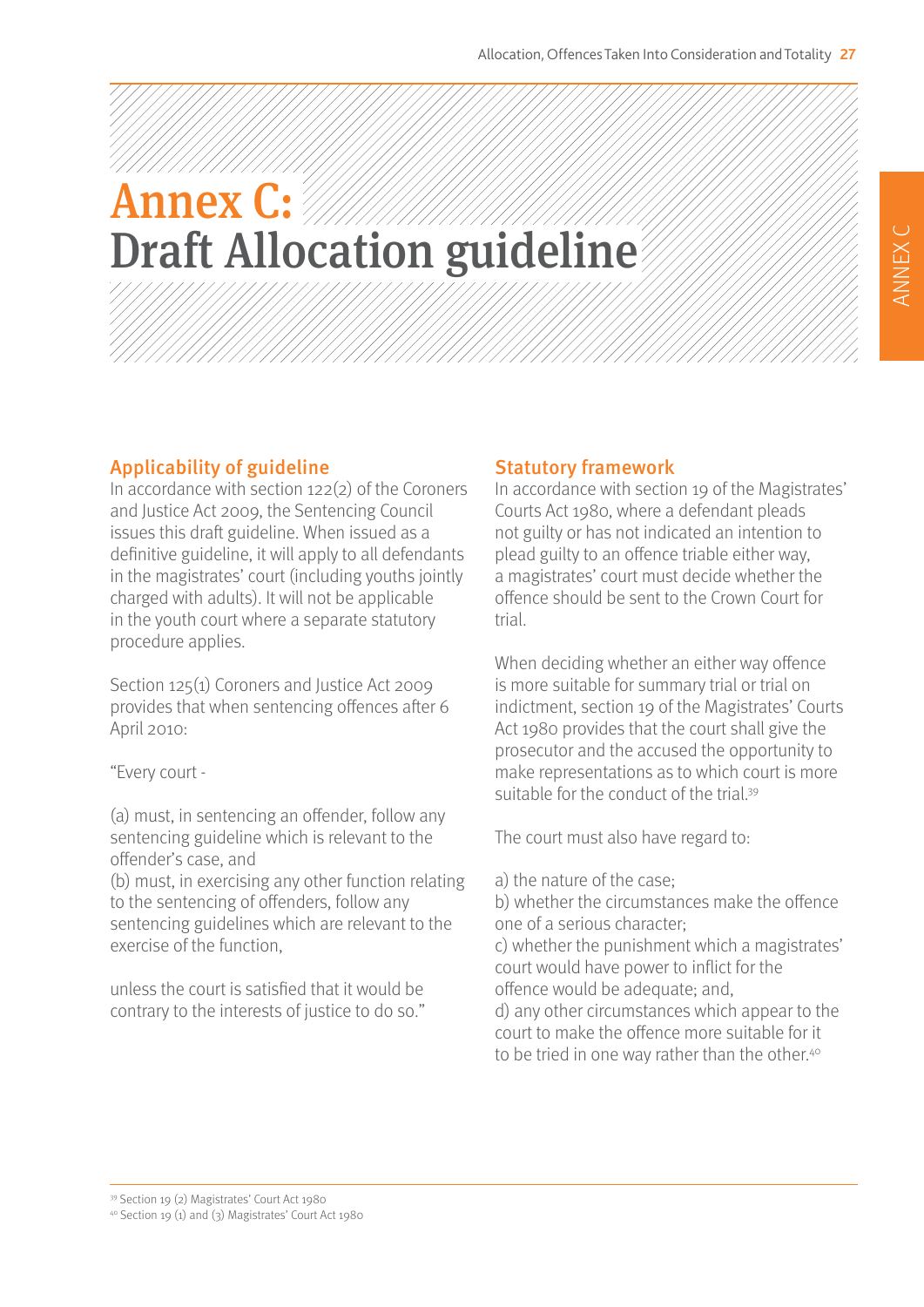# Annex C: Draft Allocation guideline

## Applicability of guideline

In accordance with section 122(2) of the Coroners and Justice Act 2009, the Sentencing Council issues this draft guideline. When issued as a definitive guideline, it will apply to all defendants in the magistrates' court (including youths jointly charged with adults). It will not be applicable in the youth court where a separate statutory procedure applies.

Section 125(1) Coroners and Justice Act 2009 provides that when sentencing offences after 6 April 2010:

"Every court -

(a) must, in sentencing an offender, follow any sentencing guideline which is relevant to the offender's case, and
(b) must, in exercising any other function relating to the sentencing of offenders, follow any sentencing guidelines which are relevant to the exercise of the function,

unless the court is satisfied that it would be contrary to the interests of justice to do so."

## Statutory framework

In accordance with section 19 of the Magistrates' Courts Act 1980, where a defendant pleads not guilty or has not indicated an intention to plead guilty to an offence triable either way, a magistrates' court must decide whether the offence should be sent to the Crown Court for trial.

When deciding whether an either way offence is more suitable for summary trial or trial on indictment, section 19 of the Magistrates' Courts Act 1980 provides that the court shall give the prosecutor and the accused the opportunity to make representations as to which court is more suitable for the conduct of the trial.[39]

The court must also have regard to:

a) the nature of the case;
b) whether the circumstances make the offence one of a serious character;
c) whether the punishment which a magistrates' court would have power to inflict for the offence would be adequate; and,
d) any other circumstances which appear to the court to make the offence more suitable for it to be tried in one way rather than the other.[40]

[39] Section 19 (2) Magistrates' Court Act 1980
[40] Section 19 (1) and (3) Magistrates' Court Act 1980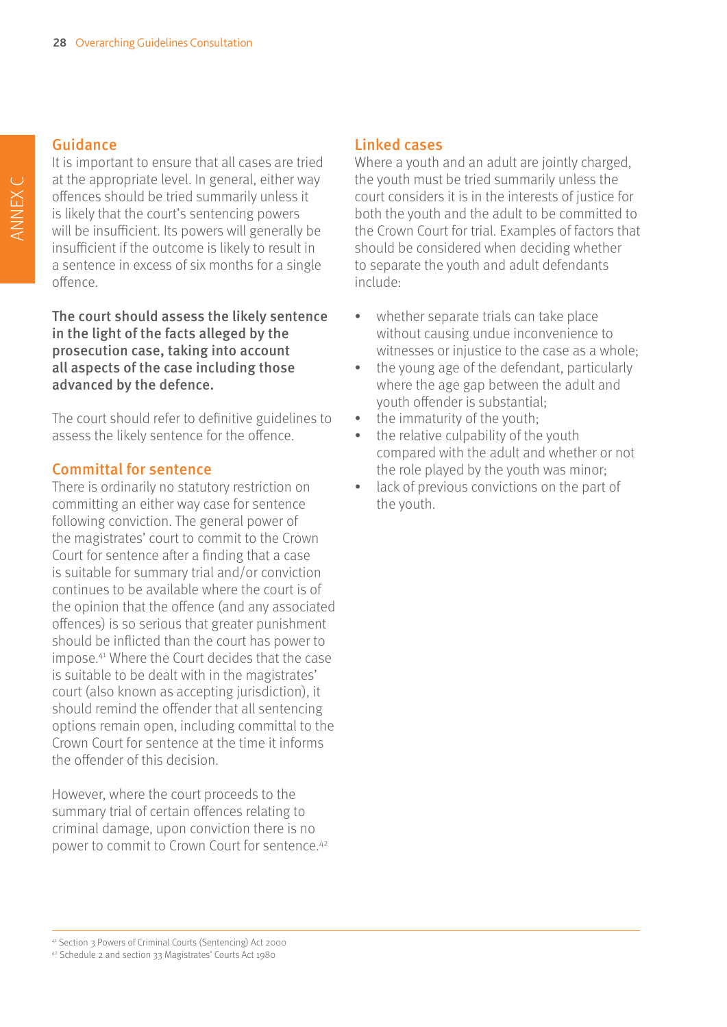## Guidance

It is important to ensure that all cases are tried at the appropriate level. In general, either way offences should be tried summarily unless it is likely that the court's sentencing powers will be insufficient. Its powers will generally be insufficient if the outcome is likely to result in a sentence in excess of six months for a single offence.

**The court should assess the likely sentence in the light of the facts alleged by the prosecution case, taking into account all aspects of the case including those advanced by the defence.**

The court should refer to definitive guidelines to assess the likely sentence for the offence.

## Committal for sentence

There is ordinarily no statutory restriction on committing an either way case for sentence following conviction. The general power of the magistrates' court to commit to the Crown Court for sentence after a finding that a case is suitable for summary trial and/or conviction continues to be available where the court is of the opinion that the offence (and any associated offences) is so serious that greater punishment should be inflicted than the court has power to impose.[41] Where the Court decides that the case is suitable to be dealt with in the magistrates' court (also known as accepting jurisdiction), it should remind the offender that all sentencing options remain open, including committal to the Crown Court for sentence at the time it informs the offender of this decision.

However, where the court proceeds to the summary trial of certain offences relating to criminal damage, upon conviction there is no power to commit to Crown Court for sentence.[42]

## Linked cases

Where a youth and an adult are jointly charged, the youth must be tried summarily unless the court considers it is in the interests of justice for both the youth and the adult to be committed to the Crown Court for trial. Examples of factors that should be considered when deciding whether to separate the youth and adult defendants include:

- whether separate trials can take place without causing undue inconvenience to witnesses or injustice to the case as a whole;
- the young age of the defendant, particularly where the age gap between the adult and youth offender is substantial;
- the immaturity of the youth;
- the relative culpability of the youth compared with the adult and whether or not the role played by the youth was minor;
- lack of previous convictions on the part of the youth.

[41] Section 3 Powers of Criminal Courts (Sentencing) Act 2000
[42] Schedule 2 and section 33 Magistrates' Courts Act 1980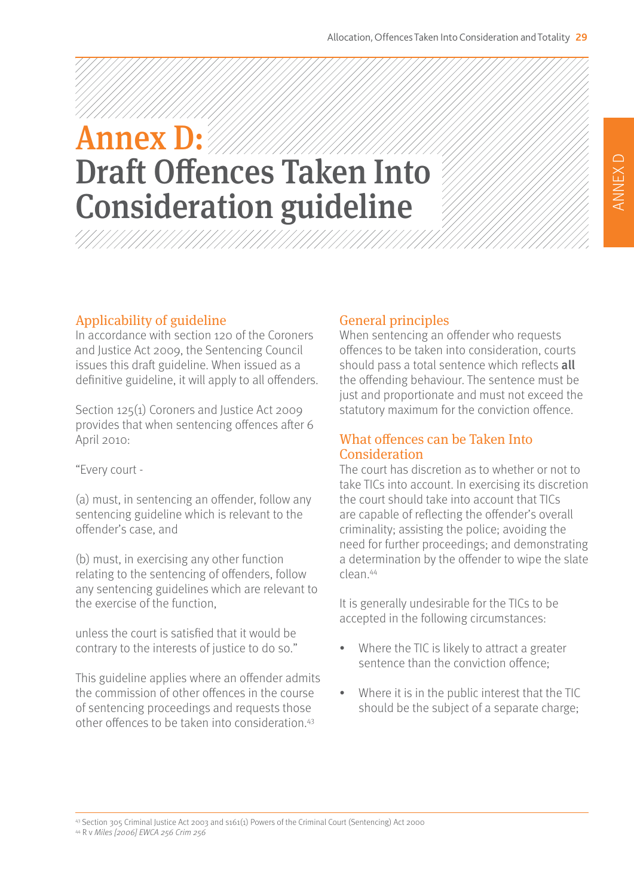# Annex D: Draft Offences Taken Into Consideration guideline

## Applicability of guideline

In accordance with section 120 of the Coroners and Justice Act 2009, the Sentencing Council issues this draft guideline. When issued as a definitive guideline, it will apply to all offenders.

Section 125(1) Coroners and Justice Act 2009 provides that when sentencing offences after 6 April 2010:

"Every court -

(a) must, in sentencing an offender, follow any sentencing guideline which is relevant to the offender's case, and

(b) must, in exercising any other function relating to the sentencing of offenders, follow any sentencing guidelines which are relevant to the exercise of the function,

unless the court is satisfied that it would be contrary to the interests of justice to do so."

This guideline applies where an offender admits the commission of other offences in the course of sentencing proceedings and requests those other offences to be taken into consideration.[43]

## General principles

When sentencing an offender who requests offences to be taken into consideration, courts should pass a total sentence which reflects **all** the offending behaviour. The sentence must be just and proportionate and must not exceed the statutory maximum for the conviction offence.

## What offences can be Taken Into Consideration

The court has discretion as to whether or not to take TICs into account. In exercising its discretion the court should take into account that TICs are capable of reflecting the offender's overall criminality; assisting the police; avoiding the need for further proceedings; and demonstrating a determination by the offender to wipe the slate clean.[44]

It is generally undesirable for the TICs to be accepted in the following circumstances:

- Where the TIC is likely to attract a greater sentence than the conviction offence;
- Where it is in the public interest that the TIC should be the subject of a separate charge;

[43] Section 305 Criminal Justice Act 2003 and s161(1) Powers of the Criminal Court (Sentencing) Act 2000
[44] R v *Miles [2006] EWCA 256 Crim 256*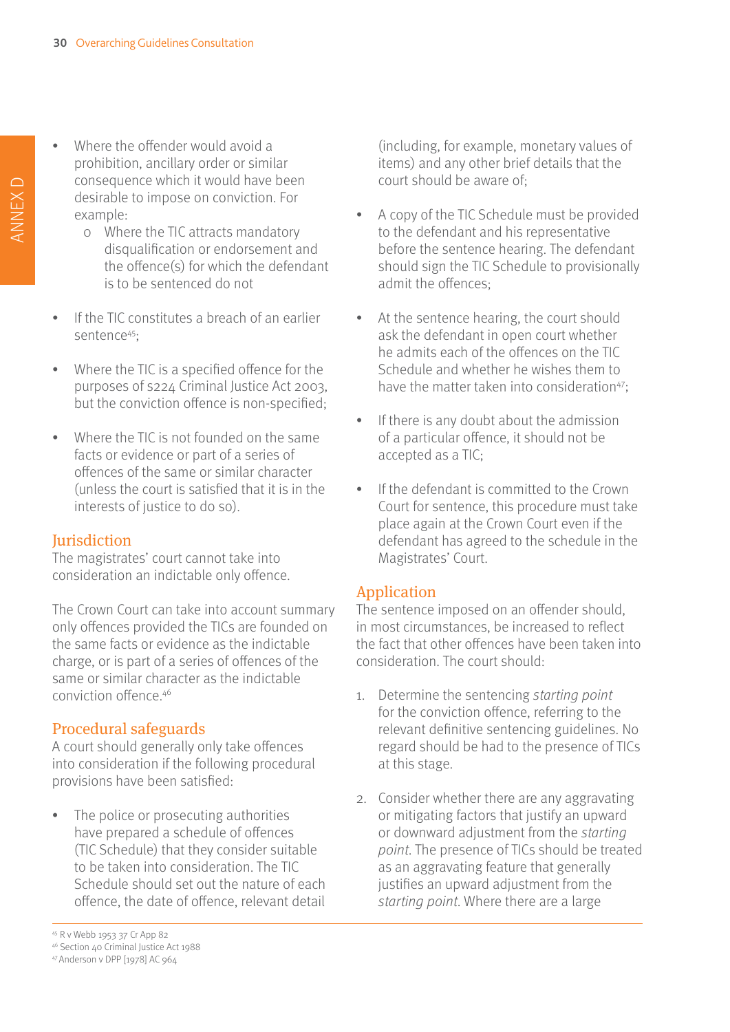- Where the offender would avoid a prohibition, ancillary order or similar consequence which it would have been desirable to impose on conviction. For example:
  - Where the TIC attracts mandatory disqualification or endorsement and the offence(s) for which the defendant is to be sentenced do not
- If the TIC constitutes a breach of an earlier sentence[45];
- Where the TIC is a specified offence for the purposes of s224 Criminal Justice Act 2003, but the conviction offence is non-specified;
- Where the TIC is not founded on the same facts or evidence or part of a series of offences of the same or similar character (unless the court is satisfied that it is in the interests of justice to do so).

## Jurisdiction

The magistrates' court cannot take into consideration an indictable only offence.

The Crown Court can take into account summary only offences provided the TICs are founded on the same facts or evidence as the indictable charge, or is part of a series of offences of the same or similar character as the indictable conviction offence.[46]

## Procedural safeguards

A court should generally only take offences into consideration if the following procedural provisions have been satisfied:

- The police or prosecuting authorities have prepared a schedule of offences (TIC Schedule) that they consider suitable to be taken into consideration. The TIC Schedule should set out the nature of each offence, the date of offence, relevant detail (including, for example, monetary values of items) and any other brief details that the court should be aware of;
- A copy of the TIC Schedule must be provided to the defendant and his representative before the sentence hearing. The defendant should sign the TIC Schedule to provisionally admit the offences;
- At the sentence hearing, the court should ask the defendant in open court whether he admits each of the offences on the TIC Schedule and whether he wishes them to have the matter taken into consideration[47];
- If there is any doubt about the admission of a particular offence, it should not be accepted as a TIC;
- If the defendant is committed to the Crown Court for sentence, this procedure must take place again at the Crown Court even if the defendant has agreed to the schedule in the Magistrates' Court.

## Application

The sentence imposed on an offender should, in most circumstances, be increased to reflect the fact that other offences have been taken into consideration. The court should:

1. Determine the sentencing *starting point* for the conviction offence, referring to the relevant definitive sentencing guidelines. No regard should be had to the presence of TICs at this stage.
2. Consider whether there are any aggravating or mitigating factors that justify an upward or downward adjustment from the *starting point*. The presence of TICs should be treated as an aggravating feature that generally justifies an upward adjustment from the *starting point*. Where there are a large

---

[45] R v Webb 1953 37 Cr App 82

[46] Section 40 Criminal Justice Act 1988

[47] Anderson v DPP [1978] AC 964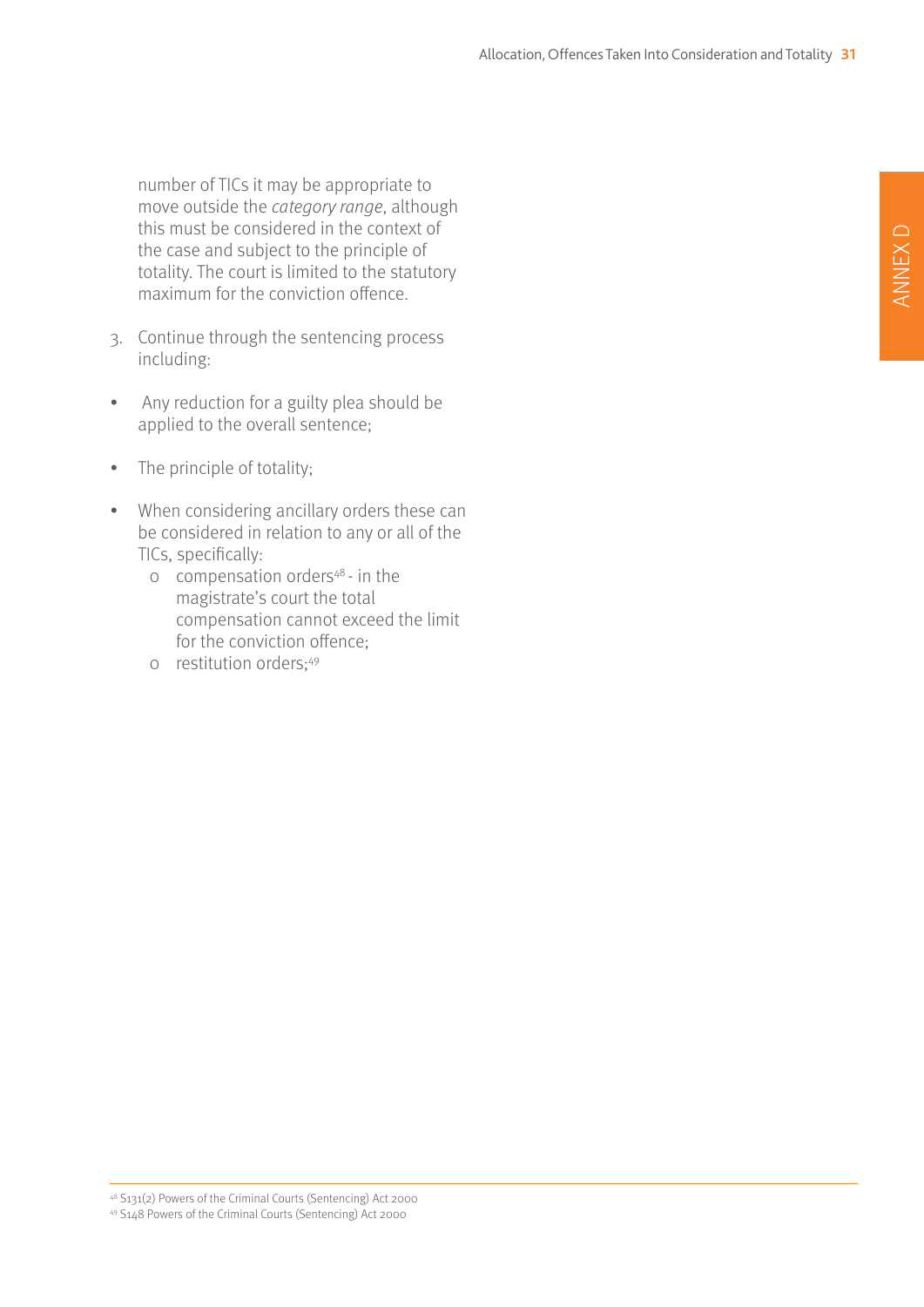number of TICs it may be appropriate to move outside the *category range*, although this must be considered in the context of the case and subject to the principle of totality. The court is limited to the statutory maximum for the conviction offence.

3. Continue through the sentencing process including:

- Any reduction for a guilty plea should be applied to the overall sentence;
- The principle of totality;
- When considering ancillary orders these can be considered in relation to any or all of the TICs, specifically:
  - compensation orders[48] - in the magistrate's court the total compensation cannot exceed the limit for the conviction offence;
  - restitution orders;[49]

[48] S131(2) Powers of the Criminal Courts (Sentencing) Act 2000

[49] S148 Powers of the Criminal Courts (Sentencing) Act 2000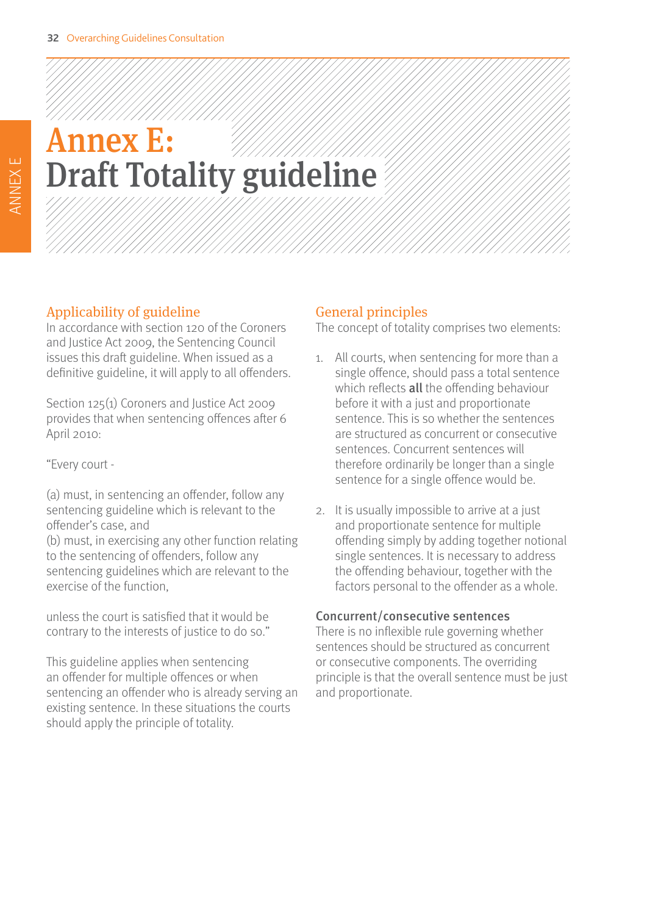# Annex E: Draft Totality guideline

## Applicability of guideline

In accordance with section 120 of the Coroners and Justice Act 2009, the Sentencing Council issues this draft guideline. When issued as a definitive guideline, it will apply to all offenders.

Section 125(1) Coroners and Justice Act 2009 provides that when sentencing offences after 6 April 2010:

"Every court -

(a) must, in sentencing an offender, follow any sentencing guideline which is relevant to the offender's case, and
(b) must, in exercising any other function relating to the sentencing of offenders, follow any sentencing guidelines which are relevant to the exercise of the function,

unless the court is satisfied that it would be contrary to the interests of justice to do so."

This guideline applies when sentencing an offender for multiple offences or when sentencing an offender who is already serving an existing sentence. In these situations the courts should apply the principle of totality.

## General principles

The concept of totality comprises two elements:

1. All courts, when sentencing for more than a single offence, should pass a total sentence which reflects **all** the offending behaviour before it with a just and proportionate sentence. This is so whether the sentences are structured as concurrent or consecutive sentences. Concurrent sentences will therefore ordinarily be longer than a single sentence for a single offence would be.

2. It is usually impossible to arrive at a just and proportionate sentence for multiple offending simply by adding together notional single sentences. It is necessary to address the offending behaviour, together with the factors personal to the offender as a whole.

### Concurrent/consecutive sentences

There is no inflexible rule governing whether sentences should be structured as concurrent or consecutive components. The overriding principle is that the overall sentence must be just and proportionate.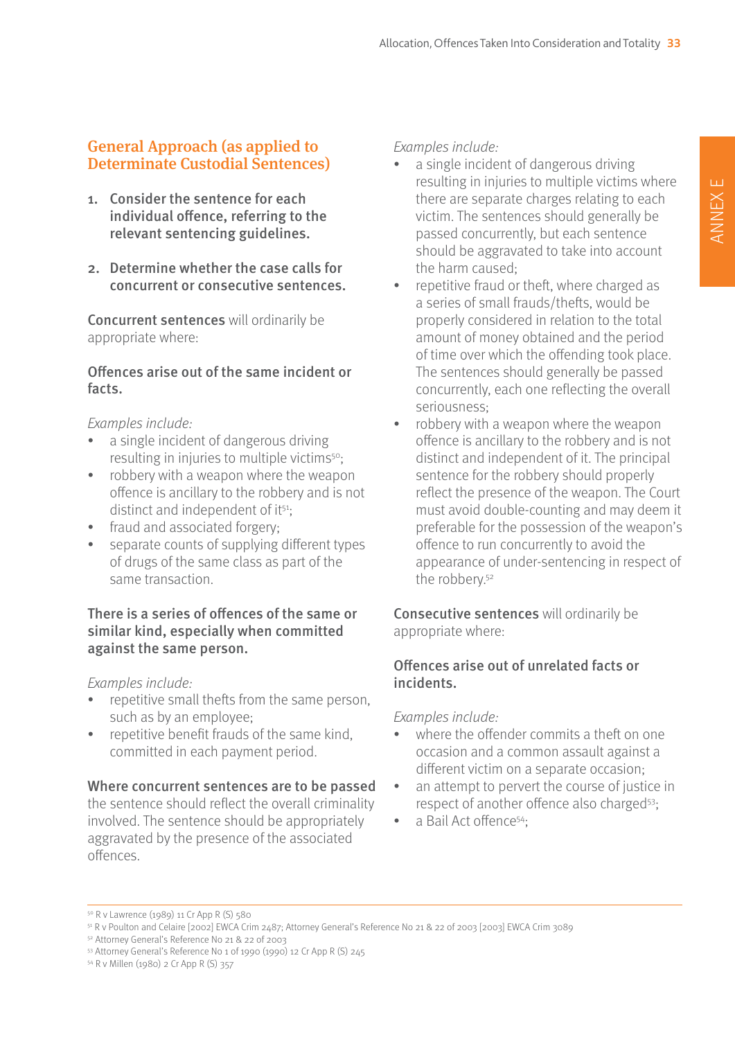## General Approach (as applied to Determinate Custodial Sentences)

1. **Consider the sentence for each individual offence, referring to the relevant sentencing guidelines.**

2. **Determine whether the case calls for concurrent or consecutive sentences.**

**Concurrent sentences** will ordinarily be appropriate where:

**Offences arise out of the same incident or facts.**

*Examples include:*

- a single incident of dangerous driving resulting in injuries to multiple victims[50];
- robbery with a weapon where the weapon offence is ancillary to the robbery and is not distinct and independent of it[51];
- fraud and associated forgery;
- separate counts of supplying different types of drugs of the same class as part of the same transaction.

**There is a series of offences of the same or similar kind, especially when committed against the same person.**

*Examples include:*

- repetitive small thefts from the same person, such as by an employee;
- repetitive benefit frauds of the same kind, committed in each payment period.

**Where concurrent sentences are to be passed** the sentence should reflect the overall criminality involved. The sentence should be appropriately aggravated by the presence of the associated offences.

*Examples include:*

- a single incident of dangerous driving resulting in injuries to multiple victims where there are separate charges relating to each victim. The sentences should generally be passed concurrently, but each sentence should be aggravated to take into account the harm caused;
- repetitive fraud or theft, where charged as a series of small frauds/thefts, would be properly considered in relation to the total amount of money obtained and the period of time over which the offending took place. The sentences should generally be passed concurrently, each one reflecting the overall seriousness;
- robbery with a weapon where the weapon offence is ancillary to the robbery and is not distinct and independent of it. The principal sentence for the robbery should properly reflect the presence of the weapon. The Court must avoid double-counting and may deem it preferable for the possession of the weapon's offence to run concurrently to avoid the appearance of under-sentencing in respect of the robbery.[52]

**Consecutive sentences** will ordinarily be appropriate where:

**Offences arise out of unrelated facts or incidents.**

*Examples include:*

- where the offender commits a theft on one occasion and a common assault against a different victim on a separate occasion;
- an attempt to pervert the course of justice in respect of another offence also charged[53];
- a Bail Act offence[54];

---

[50] R v Lawrence (1989) 11 Cr App R (S) 580

[51] R v Poulton and Celaire [2002] EWCA Crim 2487; Attorney General's Reference No 21 & 22 of 2003 [2003] EWCA Crim 3089

[52] Attorney General's Reference No 21 & 22 of 2003

[53] Attorney General's Reference No 1 of 1990 (1990) 12 Cr App R (S) 245

[54] R v Millen (1980) 2 Cr App R (S) 357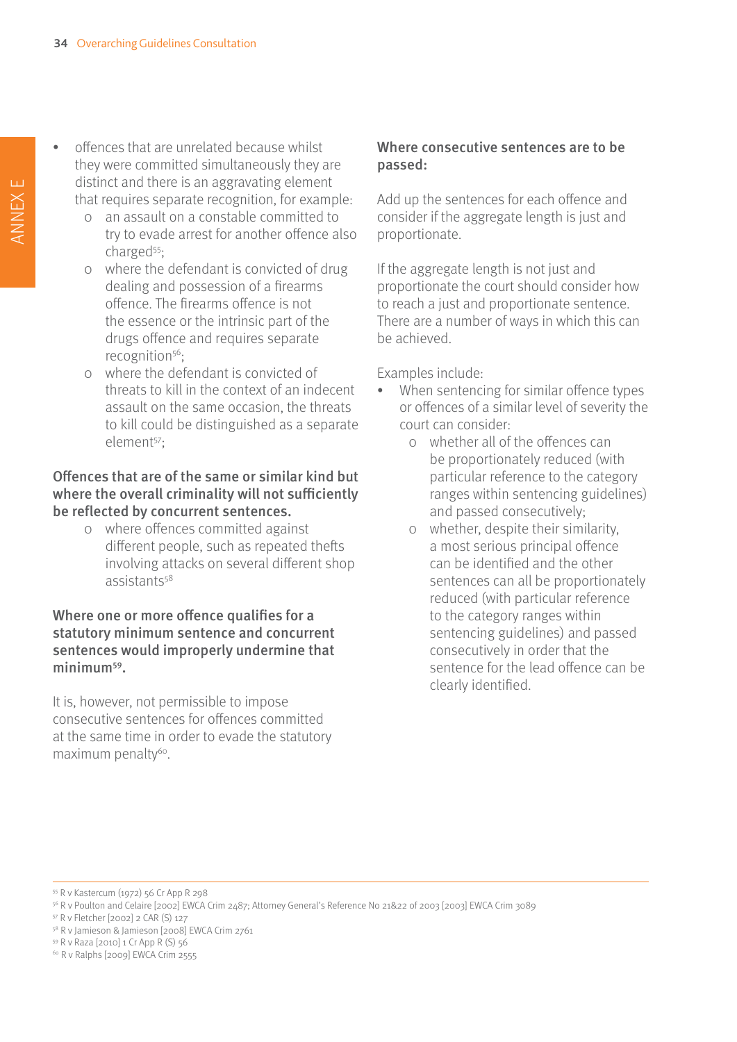- offences that are unrelated because whilst they were committed simultaneously they are distinct and there is an aggravating element that requires separate recognition, for example:
  - an assault on a constable committed to try to evade arrest for another offence also charged[55];
  - where the defendant is convicted of drug dealing and possession of a firearms offence. The firearms offence is not the essence or the intrinsic part of the drugs offence and requires separate recognition[56];
  - where the defendant is convicted of threats to kill in the context of an indecent assault on the same occasion, the threats to kill could be distinguished as a separate element[57];

**Offences that are of the same or similar kind but where the overall criminality will not sufficiently be reflected by concurrent sentences.**

- where offences committed against different people, such as repeated thefts involving attacks on several different shop assistants[58]

**Where one or more offence qualifies for a statutory minimum sentence and concurrent sentences would improperly undermine that minimum[59].**

It is, however, not permissible to impose consecutive sentences for offences committed at the same time in order to evade the statutory maximum penalty[60].

**Where consecutive sentences are to be passed:**

Add up the sentences for each offence and consider if the aggregate length is just and proportionate.

If the aggregate length is not just and proportionate the court should consider how to reach a just and proportionate sentence. There are a number of ways in which this can be achieved.

Examples include:

- When sentencing for similar offence types or offences of a similar level of severity the court can consider:
  - whether all of the offences can be proportionately reduced (with particular reference to the category ranges within sentencing guidelines) and passed consecutively;
  - whether, despite their similarity, a most serious principal offence can be identified and the other sentences can all be proportionately reduced (with particular reference to the category ranges within sentencing guidelines) and passed consecutively in order that the sentence for the lead offence can be clearly identified.

---

[55] R v Kastercum (1972) 56 Cr App R 298
[56] R v Poulton and Celaire [2002] EWCA Crim 2487; Attorney General's Reference No 21&22 of 2003 [2003] EWCA Crim 3089
[57] R v Fletcher [2002] 2 CAR (S) 127
[58] R v Jamieson & Jamieson [2008] EWCA Crim 2761
[59] R v Raza [2010] 1 Cr App R (S) 56
[60] R v Ralphs [2009] EWCA Crim 2555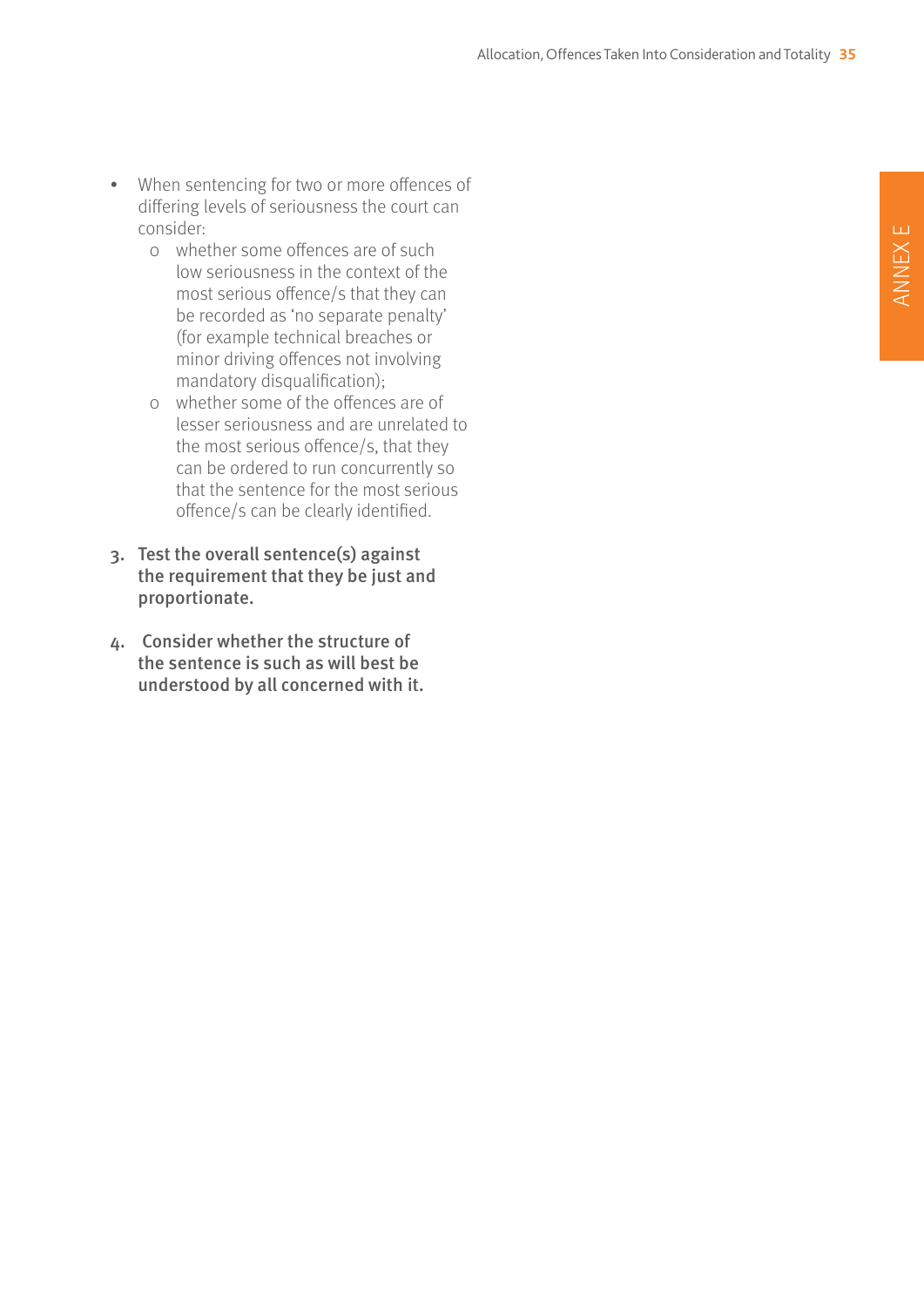- When sentencing for two or more offences of differing levels of seriousness the court can consider:
  - whether some offences are of such low seriousness in the context of the most serious offence/s that they can be recorded as 'no separate penalty' (for example technical breaches or minor driving offences not involving mandatory disqualification);
  - whether some of the offences are of lesser seriousness and are unrelated to the most serious offence/s, that they can be ordered to run concurrently so that the sentence for the most serious offence/s can be clearly identified.

3. **Test the overall sentence(s) against the requirement that they be just and proportionate.**

4. **Consider whether the structure of the sentence is such as will best be understood by all concerned with it.**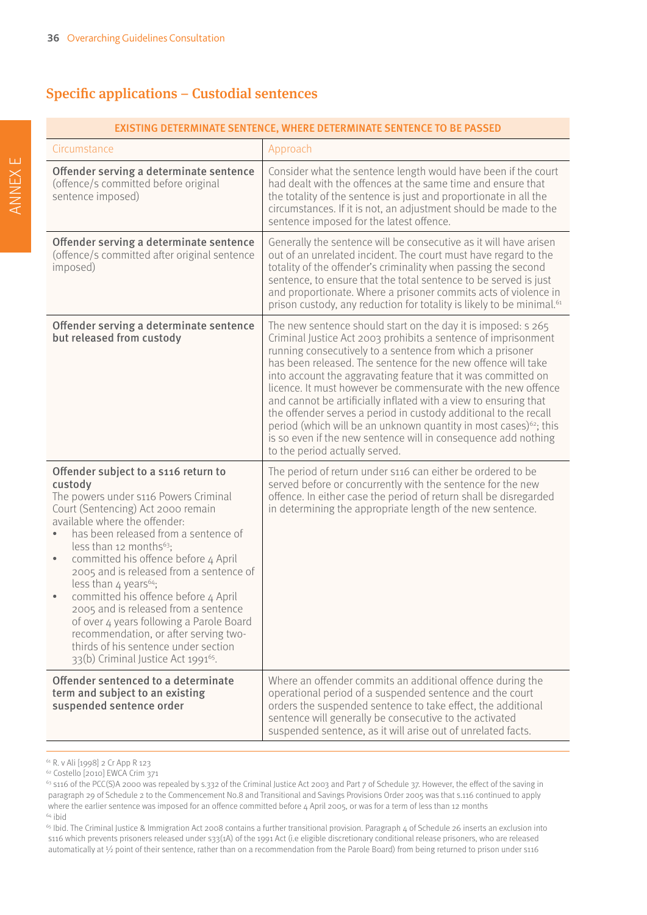## Specific applications – Custodial sentences

| EXISTING DETERMINATE SENTENCE, WHERE DETERMINATE SENTENCE TO BE PASSED | |
|---|---|
| Circumstance | Approach |
| **Offender serving a determinate sentence** (offence/s committed before original sentence imposed) | Consider what the sentence length would have been if the court had dealt with the offences at the same time and ensure that the totality of the sentence is just and proportionate in all the circumstances. If it is not, an adjustment should be made to the sentence imposed for the latest offence. |
| **Offender serving a determinate sentence** (offence/s committed after original sentence imposed) | Generally the sentence will be consecutive as it will have arisen out of an unrelated incident. The court must have regard to the totality of the offender's criminality when passing the second sentence, to ensure that the total sentence to be served is just and proportionate. Where a prisoner commits acts of violence in prison custody, any reduction for totality is likely to be minimal.[61] |
| **Offender serving a determinate sentence but released from custody** | The new sentence should start on the day it is imposed: s 265 Criminal Justice Act 2003 prohibits a sentence of imprisonment running consecutively to a sentence from which a prisoner has been released. The sentence for the new offence will take into account the aggravating feature that it was committed on licence. It must however be commensurate with the new offence and cannot be artificially inflated with a view to ensuring that the offender serves a period in custody additional to the recall period (which will be an unknown quantity in most cases)[62]; this is so even if the new sentence will in consequence add nothing to the period actually served. |
| **Offender subject to a s116 return to custody**<br>The powers under s116 Powers Criminal Court (Sentencing) Act 2000 remain available where the offender:<br>• has been released from a sentence of less than 12 months[63];<br>• committed his offence before 4 April 2005 and is released from a sentence of less than 4 years[64];<br>• committed his offence before 4 April 2005 and is released from a sentence of over 4 years following a Parole Board recommendation, or after serving two-thirds of his sentence under section 33(b) Criminal Justice Act 1991[65]. | The period of return under s116 can either be ordered to be served before or concurrently with the sentence for the new offence. In either case the period of return shall be disregarded in determining the appropriate length of the new sentence. |
| **Offender sentenced to a determinate term and subject to an existing suspended sentence order** | Where an offender commits an additional offence during the operational period of a suspended sentence and the court orders the suspended sentence to take effect, the additional sentence will generally be consecutive to the activated suspended sentence, as it will arise out of unrelated facts. |

[61] R. v Ali [1998] 2 Cr App R 123

[62] Costello [2010] EWCA Crim 371

[63] s116 of the PCC(S)A 2000 was repealed by s.332 of the Criminal Justice Act 2003 and Part 7 of Schedule 37. However, the effect of the saving in paragraph 29 of Schedule 2 to the Commencement No.8 and Transitional and Savings Provisions Order 2005 was that s.116 continued to apply where the earlier sentence was imposed for an offence committed before 4 April 2005, or was for a term of less than 12 months

[64] ibid

[65] Ibid. The Criminal Justice & Immigration Act 2008 contains a further transitional provision. Paragraph 4 of Schedule 26 inserts an exclusion into s116 which prevents prisoners released under s33(1A) of the 1991 Act (i.e eligible discretionary conditional release prisoners, who are released automatically at ½ point of their sentence, rather than on a recommendation from the Parole Board) from being returned to prison under s116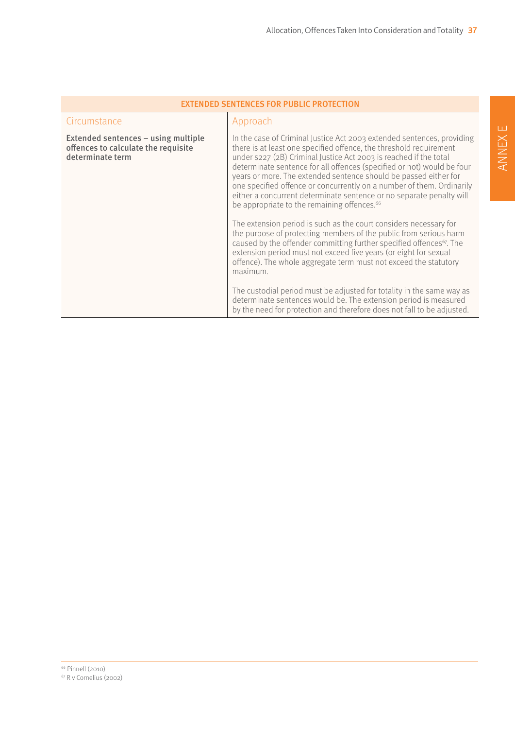| EXTENDED SENTENCES FOR PUBLIC PROTECTION | |
|---|---|
| Circumstance | Approach |
| **Extended sentences – using multiple offences to calculate the requisite determinate term** | In the case of Criminal Justice Act 2003 extended sentences, providing there is at least one specified offence, the threshold requirement under s227 (2B) Criminal Justice Act 2003 is reached if the total determinate sentence for all offences (specified or not) would be four years or more. The extended sentence should be passed either for one specified offence or concurrently on a number of them. Ordinarily either a concurrent determinate sentence or no separate penalty will be appropriate to the remaining offences.[66]<br><br>The extension period is such as the court considers necessary for the purpose of protecting members of the public from serious harm caused by the offender committing further specified offences[67]. The extension period must not exceed five years (or eight for sexual offence). The whole aggregate term must not exceed the statutory maximum.<br><br>The custodial period must be adjusted for totality in the same way as determinate sentences would be. The extension period is measured by the need for protection and therefore does not fall to be adjusted. |

[66] Pinnell (2010)
[67] R v Cornelius (2002)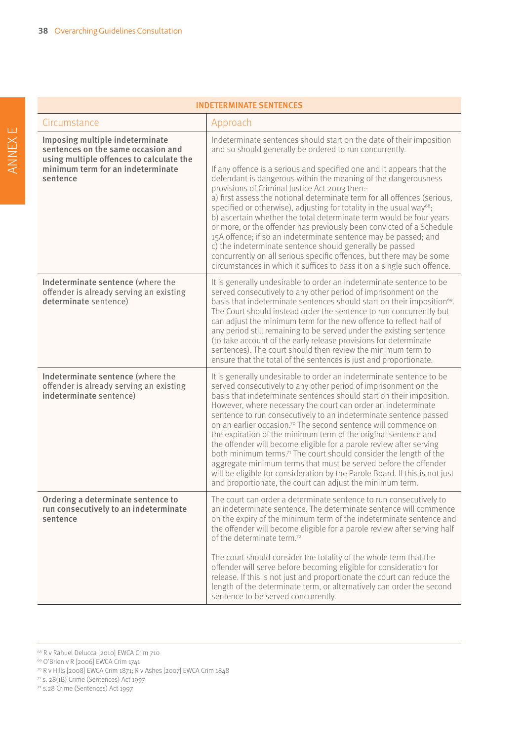| INDETERMINATE SENTENCES | |
|---|---|
| Circumstance | Approach |
| **Imposing multiple indeterminate sentences on the same occasion and using multiple offences to calculate the minimum term for an indeterminate sentence** | Indeterminate sentences should start on the date of their imposition and so should generally be ordered to run concurrently.<br><br>If any offence is a serious and specified one and it appears that the defendant is dangerous within the meaning of the dangerousness provisions of Criminal Justice Act 2003 then:-<br>a) first assess the notional determinate term for all offences (serious, specified or otherwise), adjusting for totality in the usual way[68];<br>b) ascertain whether the total determinate term would be four years or more, or the offender has previously been convicted of a Schedule 15A offence; if so an indeterminate sentence may be passed; and<br>c) the indeterminate sentence should generally be passed concurrently on all serious specific offences, but there may be some circumstances in which it suffices to pass it on a single such offence. |
| **Indeterminate sentence** (where the offender is already serving an existing **determinate** sentence) | It is generally undesirable to order an indeterminate sentence to be served consecutively to any other period of imprisonment on the basis that indeterminate sentences should start on their imposition[69]. The Court should instead order the sentence to run concurrently but can adjust the minimum term for the new offence to reflect half of any period still remaining to be served under the existing sentence (to take account of the early release provisions for determinate sentences). The court should then review the minimum term to ensure that the total of the sentences is just and proportionate. |
| **Indeterminate sentence** (where the offender is already serving an existing **indeterminate** sentence) | It is generally undesirable to order an indeterminate sentence to be served consecutively to any other period of imprisonment on the basis that indeterminate sentences should start on their imposition. However, where necessary the court can order an indeterminate sentence to run consecutively to an indeterminate sentence passed on an earlier occasion.[70] The second sentence will commence on the expiration of the minimum term of the original sentence and the offender will become eligible for a parole review after serving both minimum terms.[71] The court should consider the length of the aggregate minimum terms that must be served before the offender will be eligible for consideration by the Parole Board. If this is not just and proportionate, the court can adjust the minimum term. |
| **Ordering a determinate sentence to run consecutively to an indeterminate sentence** | The court can order a determinate sentence to run consecutively to an indeterminate sentence. The determinate sentence will commence on the expiry of the minimum term of the indeterminate sentence and the offender will become eligible for a parole review after serving half of the determinate term.[72]<br><br>The court should consider the totality of the whole term that the offender will serve before becoming eligible for consideration for release. If this is not just and proportionate the court can reduce the length of the determinate term, or alternatively can order the second sentence to be served concurrently. |

[68] R v Rahuel Delucca [2010] EWCA Crim 710
[69] O'Brien v R [2006] EWCA Crim 1741
[70] R v Hills [2008] EWCA Crim 1871; R v Ashes [2007] EWCA Crim 1848
[71] s. 28(1B) Crime (Sentences) Act 1997
[72] s.28 Crime (Sentences) Act 1997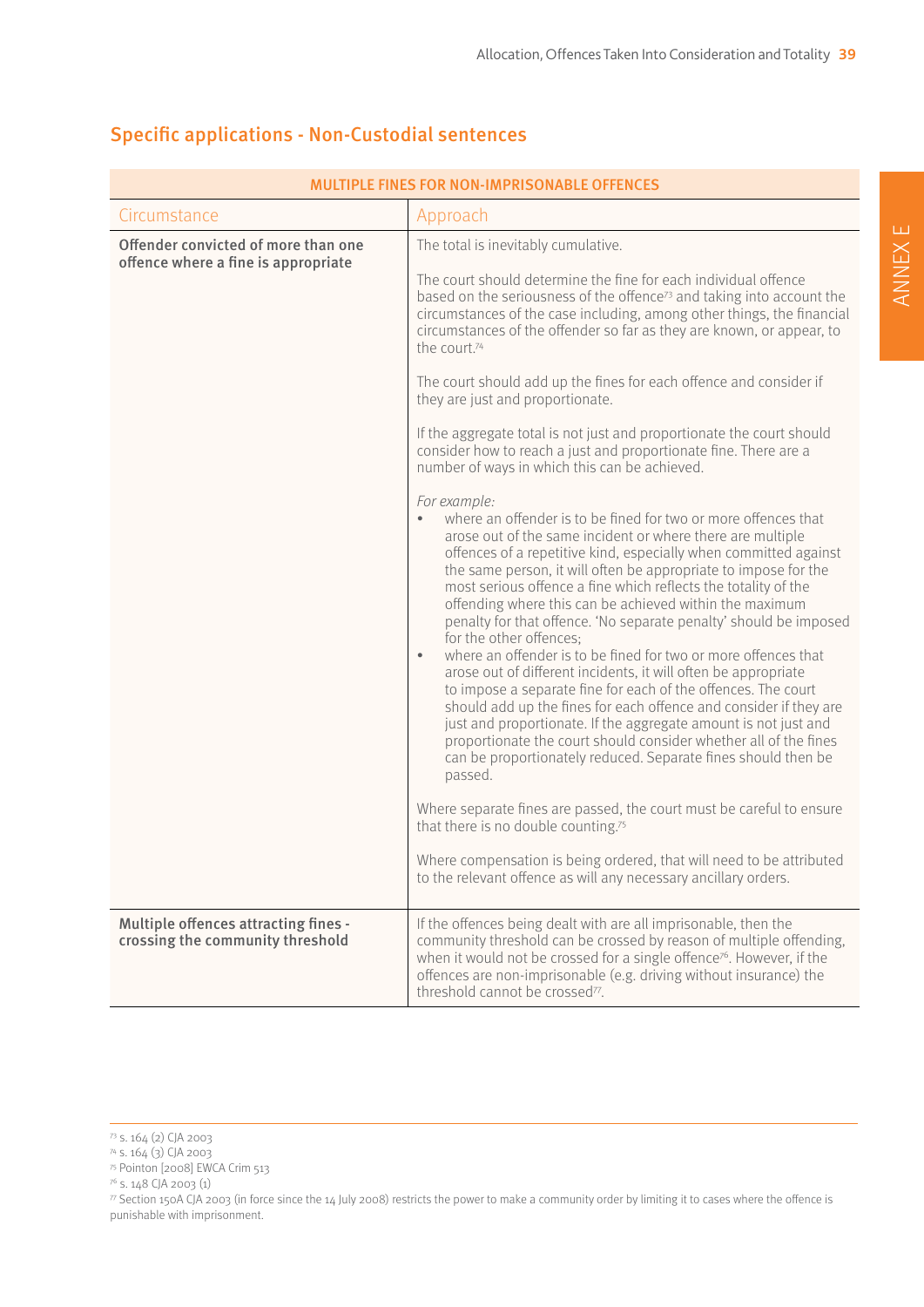## Specific applications - Non-Custodial sentences

| MULTIPLE FINES FOR NON-IMPRISONABLE OFFENCES | |
|---|---|
| Circumstance | Approach |
| **Offender convicted of more than one offence where a fine is appropriate** | The total is inevitably cumulative.<br><br>The court should determine the fine for each individual offence based on the seriousness of the offence[73] and taking into account the circumstances of the case including, among other things, the financial circumstances of the offender so far as they are known, or appear, to the court.[74]<br><br>The court should add up the fines for each offence and consider if they are just and proportionate.<br><br>If the aggregate total is not just and proportionate the court should consider how to reach a just and proportionate fine. There are a number of ways in which this can be achieved.<br><br>*For example:*<br>• where an offender is to be fined for two or more offences that arose out of the same incident or where there are multiple offences of a repetitive kind, especially when committed against the same person, it will often be appropriate to impose for the most serious offence a fine which reflects the totality of the offending where this can be achieved within the maximum penalty for that offence. 'No separate penalty' should be imposed for the other offences;<br>• where an offender is to be fined for two or more offences that arose out of different incidents, it will often be appropriate to impose a separate fine for each of the offences. The court should add up the fines for each offence and consider if they are just and proportionate. If the aggregate amount is not just and proportionate the court should consider whether all of the fines can be proportionately reduced. Separate fines should then be passed.<br><br>Where separate fines are passed, the court must be careful to ensure that there is no double counting.[75]<br><br>Where compensation is being ordered, that will need to be attributed to the relevant offence as will any necessary ancillary orders. |
| **Multiple offences attracting fines - crossing the community threshold** | If the offences being dealt with are all imprisonable, then the community threshold can be crossed by reason of multiple offending, when it would not be crossed for a single offence[76]. However, if the offences are non-imprisonable (e.g. driving without insurance) the threshold cannot be crossed[77]. |

[73] s. 164 (2) CJA 2003
[74] s. 164 (3) CJA 2003
[75] Pointon [2008] EWCA Crim 513
[76] s. 148 CJA 2003 (1)
[77] Section 150A CJA 2003 (in force since the 14 July 2008) restricts the power to make a community order by limiting it to cases where the offence is punishable with imprisonment.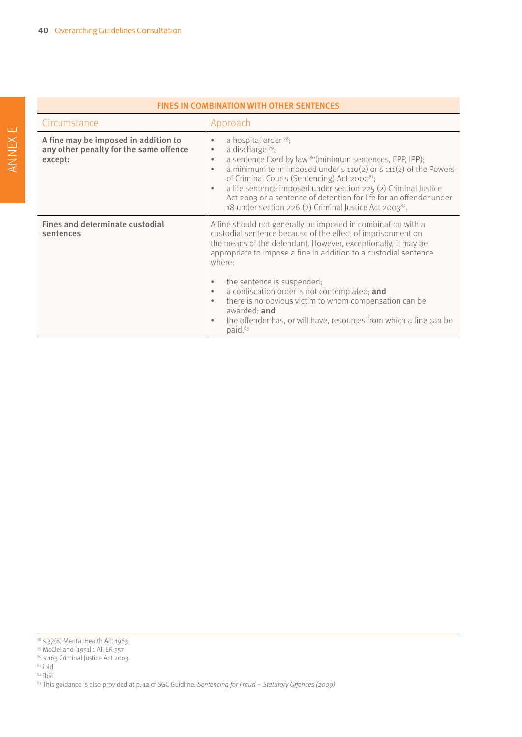| FINES IN COMBINATION WITH OTHER SENTENCES | |
|---|---|
| Circumstance | Approach |
| **A fine may be imposed in addition to any other penalty for the same offence except:** | • a hospital order [78]; <br> • a discharge [79]; <br> • a sentence fixed by law [80](minimum sentences, EPP, IPP); <br> • a minimum term imposed under s 110(2) or s 111(2) of the Powers of Criminal Courts (Sentencing) Act 2000[81]; <br> • a life sentence imposed under section 225 (2) Criminal Justice Act 2003 or a sentence of detention for life for an offender under 18 under section 226 (2) Criminal Justice Act 2003[82]. |
| **Fines and determinate custodial sentences** | A fine should not generally be imposed in combination with a custodial sentence because of the effect of imprisonment on the means of the defendant. However, exceptionally, it may be appropriate to impose a fine in addition to a custodial sentence where: <br><br> • the sentence is suspended; <br> • a confiscation order is not contemplated; **and** <br> • there is no obvious victim to whom compensation can be awarded; **and** <br> • the offender has, or will have, resources from which a fine can be paid.[83] |

[78] s.37(8) Mental Health Act 1983
[79] McClelland [1951] 1 All ER 557
[80] s.163 Criminal Justice Act 2003
[81] ibid
[82] ibid
[83] This guidance is also provided at p. 12 of SGC Guidline: *Sentencing for Fraud – Statutory Offences (2009)*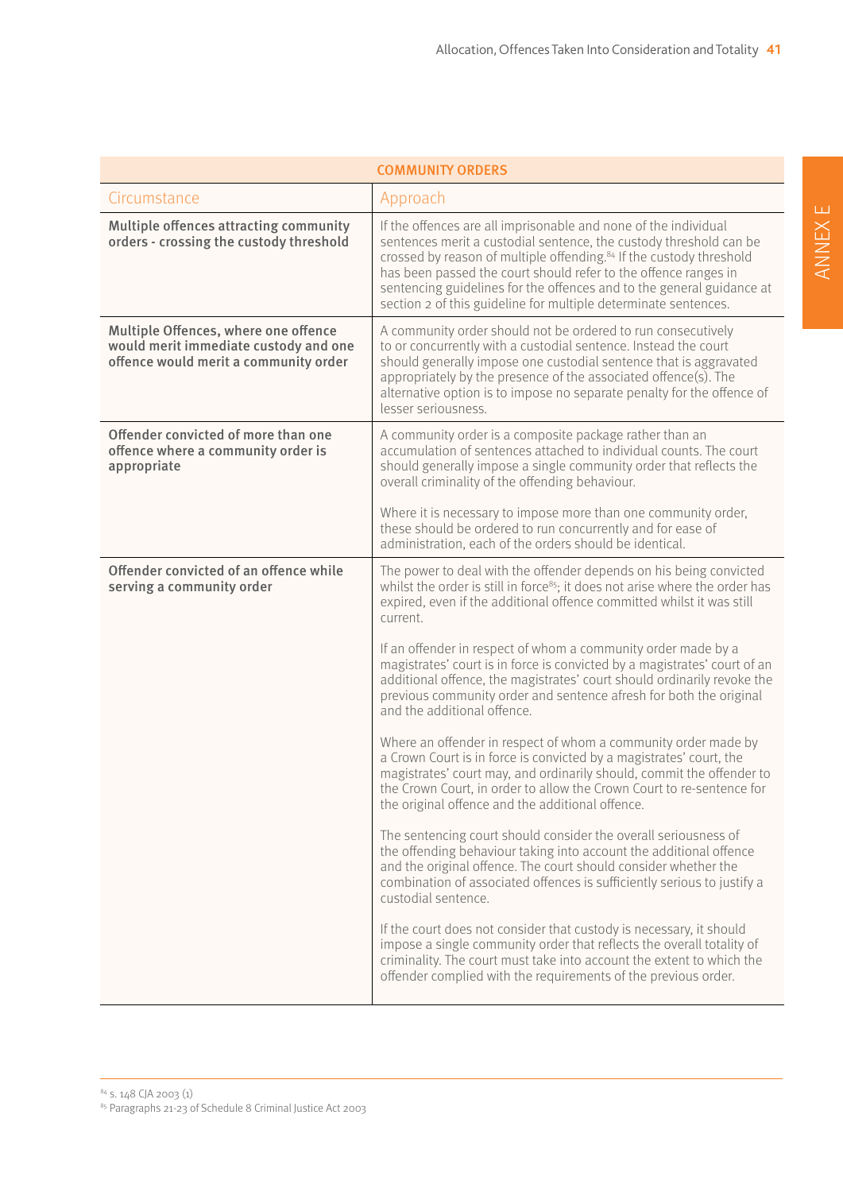| COMMUNITY ORDERS | |
|---|---|
| Circumstance | Approach |
| **Multiple offences attracting community orders - crossing the custody threshold** | If the offences are all imprisonable and none of the individual sentences merit a custodial sentence, the custody threshold can be crossed by reason of multiple offending.[84] If the custody threshold has been passed the court should refer to the offence ranges in sentencing guidelines for the offences and to the general guidance at section 2 of this guideline for multiple determinate sentences. |
| **Multiple Offences, where one offence would merit immediate custody and one offence would merit a community order** | A community order should not be ordered to run consecutively to or concurrently with a custodial sentence. Instead the court should generally impose one custodial sentence that is aggravated appropriately by the presence of the associated offence(s). The alternative option is to impose no separate penalty for the offence of lesser seriousness. |
| **Offender convicted of more than one offence where a community order is appropriate** | A community order is a composite package rather than an accumulation of sentences attached to individual counts. The court should generally impose a single community order that reflects the overall criminality of the offending behaviour.<br><br>Where it is necessary to impose more than one community order, these should be ordered to run concurrently and for ease of administration, each of the orders should be identical. |
| **Offender convicted of an offence while serving a community order** | The power to deal with the offender depends on his being convicted whilst the order is still in force[85]; it does not arise where the order has expired, even if the additional offence committed whilst it was still current.<br><br>If an offender in respect of whom a community order made by a magistrates' court is in force is convicted by a magistrates' court of an additional offence, the magistrates' court should ordinarily revoke the previous community order and sentence afresh for both the original and the additional offence.<br><br>Where an offender in respect of whom a community order made by a Crown Court is in force is convicted by a magistrates' court, the magistrates' court may, and ordinarily should, commit the offender to the Crown Court, in order to allow the Crown Court to re-sentence for the original offence and the additional offence.<br><br>The sentencing court should consider the overall seriousness of the offending behaviour taking into account the additional offence and the original offence. The court should consider whether the combination of associated offences is sufficiently serious to justify a custodial sentence.<br><br>If the court does not consider that custody is necessary, it should impose a single community order that reflects the overall totality of criminality. The court must take into account the extent to which the offender complied with the requirements of the previous order. |

[84] s. 148 CJA 2003 (1)

[85] Paragraphs 21-23 of Schedule 8 Criminal Justice Act 2003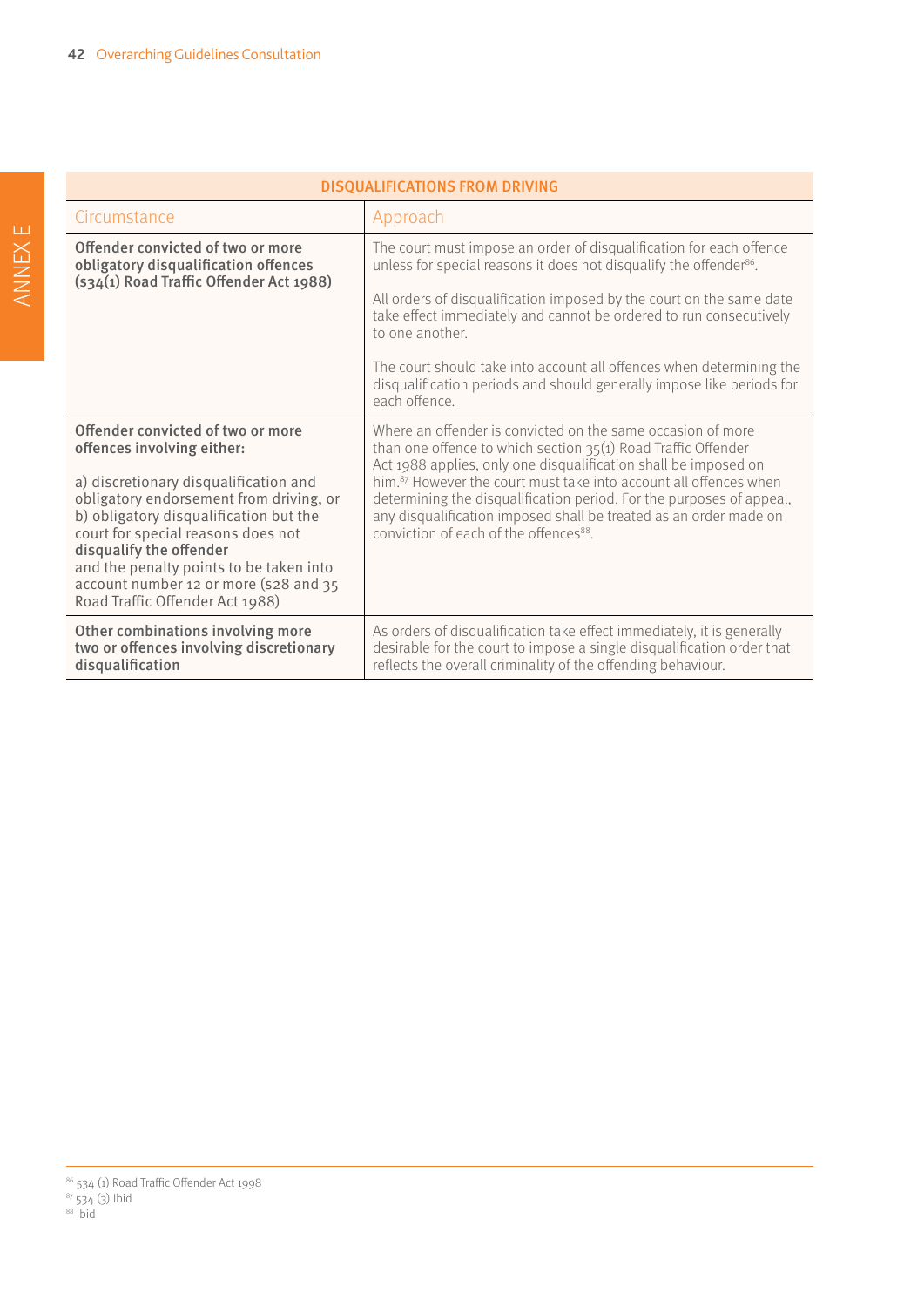| DISQUALIFICATIONS FROM DRIVING | |
|---|---|
| Circumstance | Approach |
| **Offender convicted of two or more obligatory disqualification offences (s34(1) Road Traffic Offender Act 1988)** | The court must impose an order of disqualification for each offence unless for special reasons it does not disqualify the offender[86].<br><br>All orders of disqualification imposed by the court on the same date take effect immediately and cannot be ordered to run consecutively to one another.<br><br>The court should take into account all offences when determining the disqualification periods and should generally impose like periods for each offence. |
| **Offender convicted of two or more offences involving either:**<br><br>a) discretionary disqualification and obligatory endorsement from driving, or b) obligatory disqualification but the court for special reasons does not **disqualify the offender** and the penalty points to be taken into account number 12 or more (s28 and 35 Road Traffic Offender Act 1988) | Where an offender is convicted on the same occasion of more than one offence to which section 35(1) Road Traffic Offender Act 1988 applies, only one disqualification shall be imposed on him.[87] However the court must take into account all offences when determining the disqualification period. For the purposes of appeal, any disqualification imposed shall be treated as an order made on conviction of each of the offences[88]. |
| **Other combinations involving more two or offences involving discretionary disqualification** | As orders of disqualification take effect immediately, it is generally desirable for the court to impose a single disqualification order that reflects the overall criminality of the offending behaviour. |

[86] s34 (1) Road Traffic Offender Act 1998
[87] s34 (3) Ibid
[88] Ibid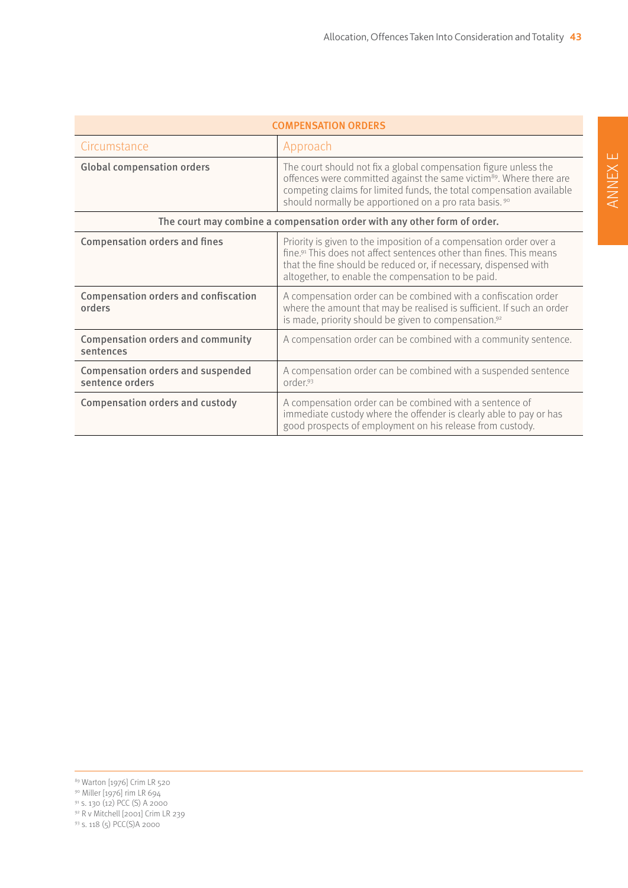| COMPENSATION ORDERS | |
|---|---|
| Circumstance | Approach |
| **Global compensation orders** | The court should not fix a global compensation figure unless the offences were committed against the same victim[89]. Where there are competing claims for limited funds, the total compensation available should normally be apportioned on a pro rata basis. [90] |
| **The court may combine a compensation order with any other form of order.** | |
| **Compensation orders and fines** | Priority is given to the imposition of a compensation order over a fine.[91] This does not affect sentences other than fines. This means that the fine should be reduced or, if necessary, dispensed with altogether, to enable the compensation to be paid. |
| **Compensation orders and confiscation orders** | A compensation order can be combined with a confiscation order where the amount that may be realised is sufficient. If such an order is made, priority should be given to compensation.[92] |
| **Compensation orders and community sentences** | A compensation order can be combined with a community sentence. |
| **Compensation orders and suspended sentence orders** | A compensation order can be combined with a suspended sentence order.[93] |
| **Compensation orders and custody** | A compensation order can be combined with a sentence of immediate custody where the offender is clearly able to pay or has good prospects of employment on his release from custody. |

[89] Warton [1976] Crim LR 520
[90] Miller [1976] rim LR 694
[91] s. 130 (12) PCC (S) A 2000
[92] R v Mitchell [2001] Crim LR 239
[93] s. 118 (5) PCC(S)A 2000